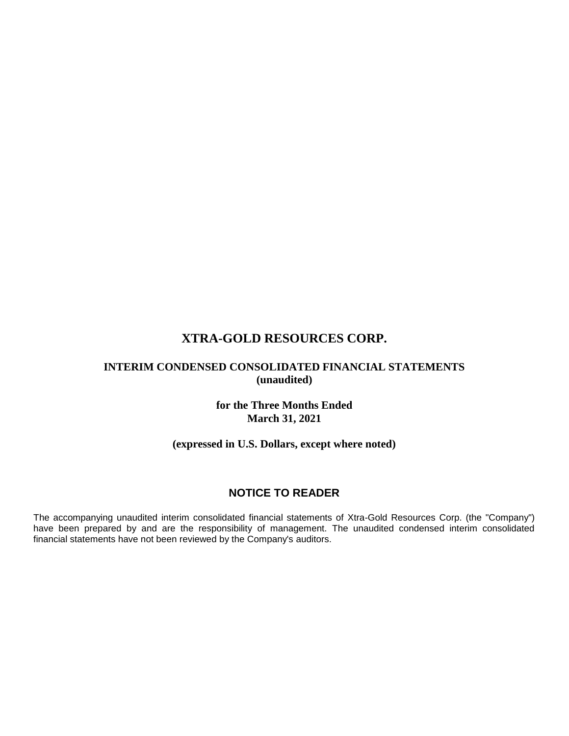# XTRA-GOLD RESOURCES CORP.

## INTERIM CONDENSED CONSOLIDATED FINANCIAL STATEMENTS
## (unaudited)

**for the Three Months Ended**
**March 31, 2021**

**(expressed in U.S. Dollars, except where noted)**

## NOTICE TO READER

The accompanying unaudited interim consolidated financial statements of Xtra-Gold Resources Corp. (the "Company") have been prepared by and are the responsibility of management. The unaudited condensed interim consolidated financial statements have not been reviewed by the Company's auditors.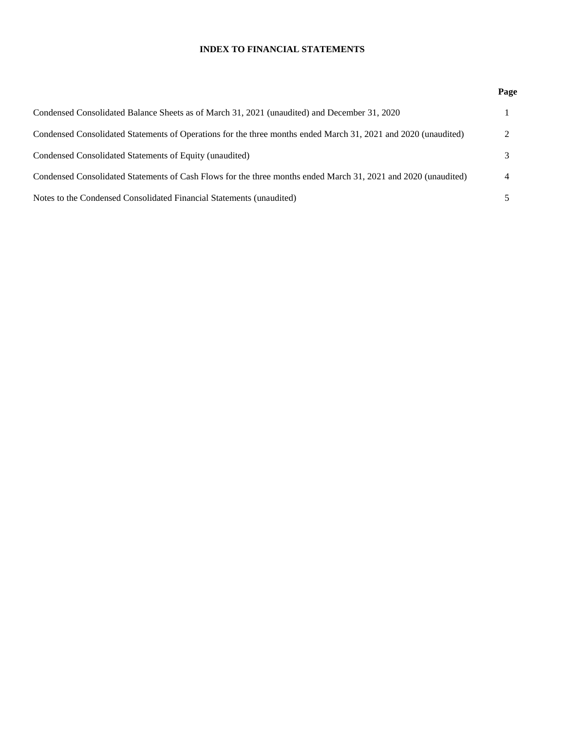# INDEX TO FINANCIAL STATEMENTS

| | Page |
|---|---|
| Condensed Consolidated Balance Sheets as of March 31, 2021 (unaudited) and December 31, 2020 | 1 |
| Condensed Consolidated Statements of Operations for the three months ended March 31, 2021 and 2020 (unaudited) | 2 |
| Condensed Consolidated Statements of Equity (unaudited) | 3 |
| Condensed Consolidated Statements of Cash Flows for the three months ended March 31, 2021 and 2020 (unaudited) | 4 |
| Notes to the Condensed Consolidated Financial Statements (unaudited) | 5 |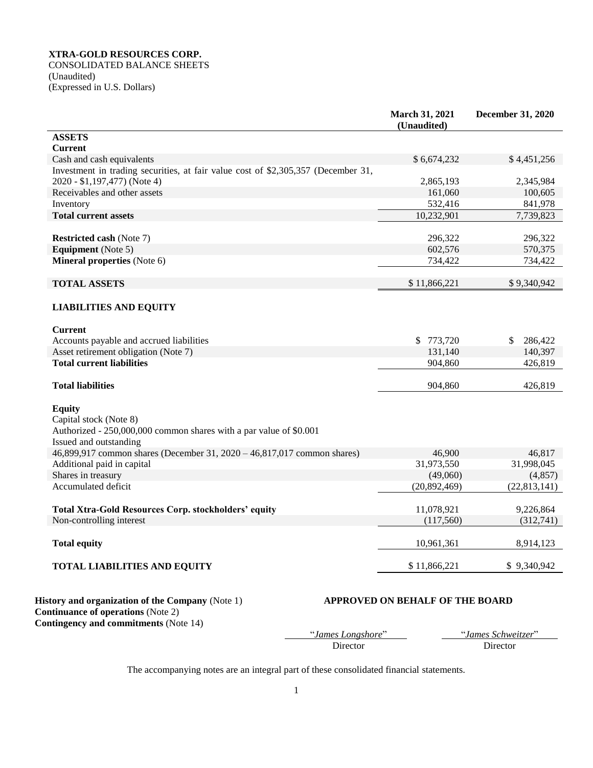**XTRA-GOLD RESOURCES CORP.**
CONSOLIDATED BALANCE SHEETS
(Unaudited)
(Expressed in U.S. Dollars)

| | March 31, 2021 (Unaudited) | December 31, 2020 |
|---|---|---|
| **ASSETS** | | |
| **Current** | | |
| Cash and cash equivalents | $ 6,674,232 | $ 4,451,256 |
| Investment in trading securities, at fair value cost of $2,305,357 (December 31, 2020 - $1,197,477) (Note 4) | 2,865,193 | 2,345,984 |
| Receivables and other assets | 161,060 | 100,605 |
| Inventory | 532,416 | 841,978 |
| **Total current assets** | 10,232,901 | 7,739,823 |
| | | |
| **Restricted cash** (Note 7) | 296,322 | 296,322 |
| **Equipment** (Note 5) | 602,576 | 570,375 |
| **Mineral properties** (Note 6) | 734,422 | 734,422 |
| | | |
| **TOTAL ASSETS** | $ 11,866,221 | $ 9,340,942 |
| | | |
| **LIABILITIES AND EQUITY** | | |
| | | |
| **Current** | | |
| Accounts payable and accrued liabilities | $ 773,720 | $ 286,422 |
| Asset retirement obligation (Note 7) | 131,140 | 140,397 |
| **Total current liabilities** | 904,860 | 426,819 |
| | | |
| **Total liabilities** | 904,860 | 426,819 |
| | | |
| **Equity** | | |
| Capital stock (Note 8) | | |
| Authorized - 250,000,000 common shares with a par value of $0.001 | | |
| Issued and outstanding | | |
| 46,899,917 common shares (December 31, 2020 – 46,817,017 common shares) | 46,900 | 46,817 |
| Additional paid in capital | 31,973,550 | 31,998,045 |
| Shares in treasury | (49,060) | (4,857) |
| Accumulated deficit | (20,892,469) | (22,813,141) |
| | | |
| **Total Xtra-Gold Resources Corp. stockholders' equity** | 11,078,921 | 9,226,864 |
| Non-controlling interest | (117,560) | (312,741) |
| | | |
| **Total equity** | 10,961,361 | 8,914,123 |
| | | |
| **TOTAL LIABILITIES AND EQUITY** | $ 11,866,221 | $ 9,340,942 |

**History and organization of the Company** (Note 1)
**Continuance of operations** (Note 2)
**Contingency and commitments** (Note 14)

**APPROVED ON BEHALF OF THE BOARD**

"*James Longshore*" — Director

"*James Schweitzer*" — Director

The accompanying notes are an integral part of these consolidated financial statements.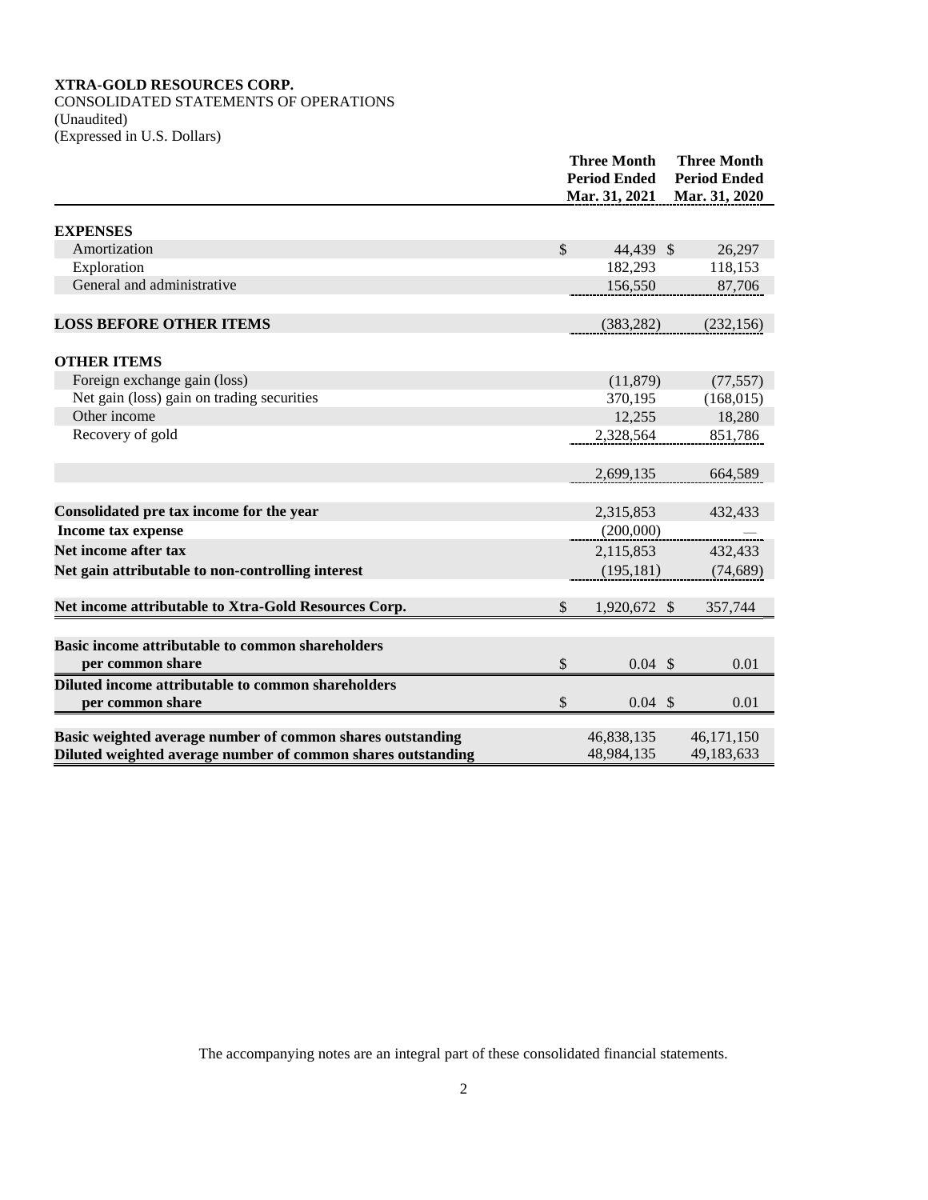**XTRA-GOLD RESOURCES CORP.**

CONSOLIDATED STATEMENTS OF OPERATIONS

(Unaudited)

(Expressed in U.S. Dollars)

| | Three Month Period Ended Mar. 31, 2021 | Three Month Period Ended Mar. 31, 2020 |
|---|---|---|
| **EXPENSES** | | |
| Amortization | $ 44,439 | $ 26,297 |
| Exploration | 182,293 | 118,153 |
| General and administrative | 156,550 | 87,706 |
| **LOSS BEFORE OTHER ITEMS** | (383,282) | (232,156) |
| **OTHER ITEMS** | | |
| Foreign exchange gain (loss) | (11,879) | (77,557) |
| Net gain (loss) gain on trading securities | 370,195 | (168,015) |
| Other income | 12,255 | 18,280 |
| Recovery of gold | 2,328,564 | 851,786 |
| | 2,699,135 | 664,589 |
| **Consolidated pre tax income for the year** | 2,315,853 | 432,433 |
| **Income tax expense** | (200,000) | — |
| **Net income after tax** | 2,115,853 | 432,433 |
| **Net gain attributable to non-controlling interest** | (195,181) | (74,689) |
| **Net income attributable to Xtra-Gold Resources Corp.** | $ 1,920,672 | $ 357,744 |
| **Basic income attributable to common shareholders per common share** | $ 0.04 | $ 0.01 |
| **Diluted income attributable to common shareholders per common share** | $ 0.04 | $ 0.01 |
| **Basic weighted average number of common shares outstanding** | 46,838,135 | 46,171,150 |
| **Diluted weighted average number of common shares outstanding** | 48,984,135 | 49,183,633 |

The accompanying notes are an integral part of these consolidated financial statements.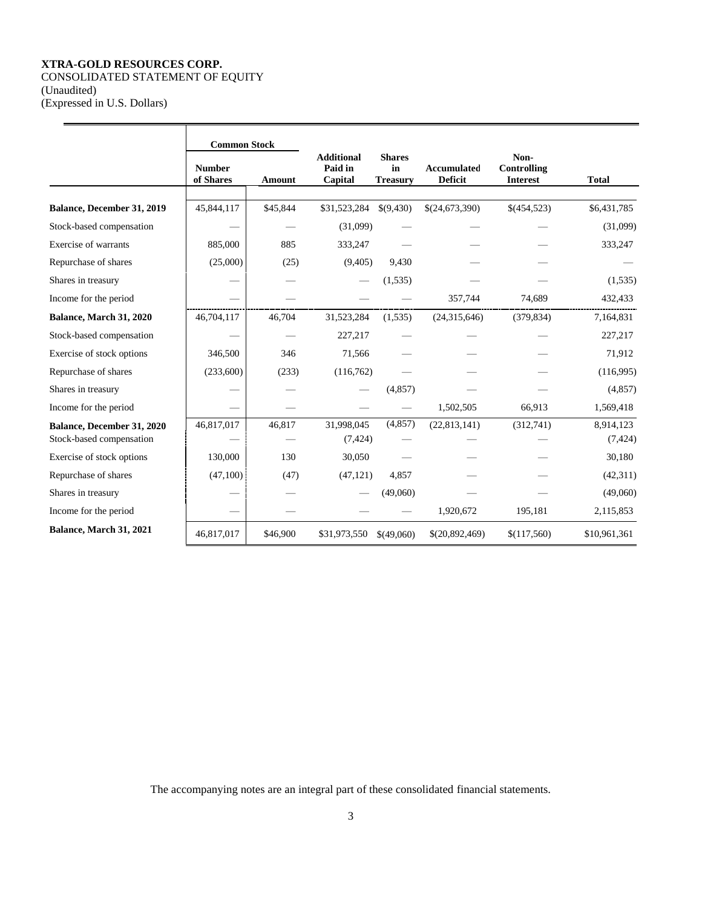**XTRA-GOLD RESOURCES CORP.**
CONSOLIDATED STATEMENT OF EQUITY
(Unaudited)
(Expressed in U.S. Dollars)

| | Common Stock | | | | | | |
|---|---|---|---|---|---|---|---|
| | Number of Shares | Amount | Additional Paid in Capital | Shares in Treasury | Accumulated Deficit | Non-Controlling Interest | Total |
| **Balance, December 31, 2019** | 45,844,117 | $45,844 | $31,523,284 | $(9,430) | $(24,673,390) | $(454,523) | $6,431,785 |
| Stock-based compensation | — | — | (31,099) | — | — | — | (31,099) |
| Exercise of warrants | 885,000 | 885 | 333,247 | — | — | — | 333,247 |
| Repurchase of shares | (25,000) | (25) | (9,405) | 9,430 | — | — | — |
| Shares in treasury | — | — | — | (1,535) | — | — | (1,535) |
| Income for the period | — | — | — | — | 357,744 | 74,689 | 432,433 |
| **Balance, March 31, 2020** | 46,704,117 | 46,704 | 31,523,284 | (1,535) | (24,315,646) | (379,834) | 7,164,831 |
| Stock-based compensation | — | — | 227,217 | — | — | — | 227,217 |
| Exercise of stock options | 346,500 | 346 | 71,566 | — | — | — | 71,912 |
| Repurchase of shares | (233,600) | (233) | (116,762) | — | — | — | (116,995) |
| Shares in treasury | — | — | — | (4,857) | — | — | (4,857) |
| Income for the period | — | — | — | — | 1,502,505 | 66,913 | 1,569,418 |
| **Balance, December 31, 2020** | 46,817,017 | 46,817 | 31,998,045 | (4,857) | (22,813,141) | (312,741) | 8,914,123 |
| Stock-based compensation | — | — | (7,424) | — | — | — | (7,424) |
| Exercise of stock options | 130,000 | 130 | 30,050 | — | — | — | 30,180 |
| Repurchase of shares | (47,100) | (47) | (47,121) | 4,857 | — | — | (42,311) |
| Shares in treasury | — | — | — | (49,060) | — | — | (49,060) |
| Income for the period | — | — | — | — | 1,920,672 | 195,181 | 2,115,853 |
| **Balance, March 31, 2021** | 46,817,017 | $46,900 | $31,973,550 | $(49,060) | $(20,892,469) | $(117,560) | $10,961,361 |

The accompanying notes are an integral part of these consolidated financial statements.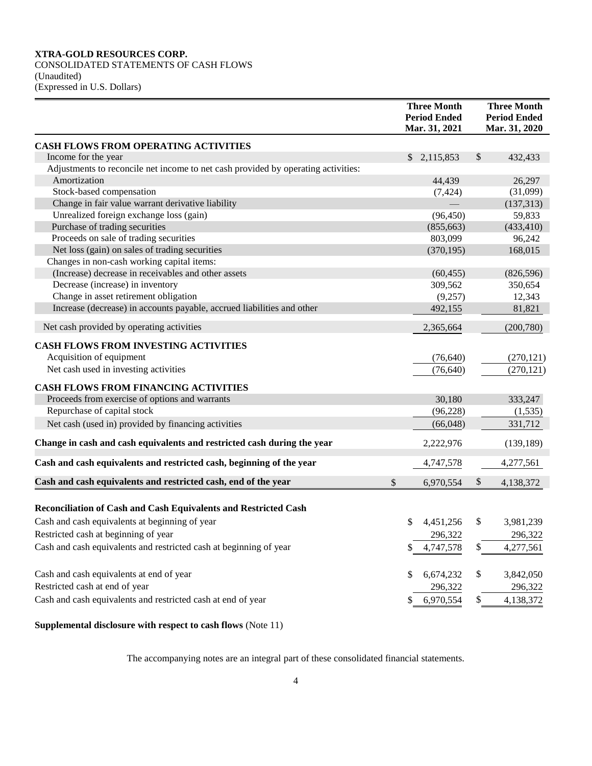**XTRA-GOLD RESOURCES CORP.**
CONSOLIDATED STATEMENTS OF CASH FLOWS
(Unaudited)
(Expressed in U.S. Dollars)

| | Three Month Period Ended Mar. 31, 2021 | Three Month Period Ended Mar. 31, 2020 |
|---|---|---|
| **CASH FLOWS FROM OPERATING ACTIVITIES** | | |
| Income for the year | $ 2,115,853 | $ 432,433 |
| Adjustments to reconcile net income to net cash provided by operating activities: | | |
| Amortization | 44,439 | 26,297 |
| Stock-based compensation | (7,424) | (31,099) |
| Change in fair value warrant derivative liability | — | (137,313) |
| Unrealized foreign exchange loss (gain) | (96,450) | 59,833 |
| Purchase of trading securities | (855,663) | (433,410) |
| Proceeds on sale of trading securities | 803,099 | 96,242 |
| Net loss (gain) on sales of trading securities | (370,195) | 168,015 |
| Changes in non-cash working capital items: | | |
| (Increase) decrease in receivables and other assets | (60,455) | (826,596) |
| Decrease (increase) in inventory | 309,562 | 350,654 |
| Change in asset retirement obligation | (9,257) | 12,343 |
| Increase (decrease) in accounts payable, accrued liabilities and other | 492,155 | 81,821 |
| Net cash provided by operating activities | 2,365,664 | (200,780) |
| **CASH FLOWS FROM INVESTING ACTIVITIES** | | |
| Acquisition of equipment | (76,640) | (270,121) |
| Net cash used in investing activities | (76,640) | (270,121) |
| **CASH FLOWS FROM FINANCING ACTIVITIES** | | |
| Proceeds from exercise of options and warrants | 30,180 | 333,247 |
| Repurchase of capital stock | (96,228) | (1,535) |
| Net cash (used in) provided by financing activities | (66,048) | 331,712 |
| **Change in cash and cash equivalents and restricted cash during the year** | 2,222,976 | (139,189) |
| **Cash and cash equivalents and restricted cash, beginning of the year** | 4,747,578 | 4,277,561 |
| **Cash and cash equivalents and restricted cash, end of the year** | $ 6,970,554 | $ 4,138,372 |

| **Reconciliation of Cash and Cash Equivalents and Restricted Cash** | | |
|---|---|---|
| Cash and cash equivalents at beginning of year | $ 4,451,256 | $ 3,981,239 |
| Restricted cash at beginning of year | 296,322 | 296,322 |
| Cash and cash equivalents and restricted cash at beginning of year | $ 4,747,578 | $ 4,277,561 |
| Cash and cash equivalents at end of year | $ 6,674,232 | $ 3,842,050 |
| Restricted cash at end of year | 296,322 | 296,322 |
| Cash and cash equivalents and restricted cash at end of year | $ 6,970,554 | $ 4,138,372 |

**Supplemental disclosure with respect to cash flows** (Note 11)

The accompanying notes are an integral part of these consolidated financial statements.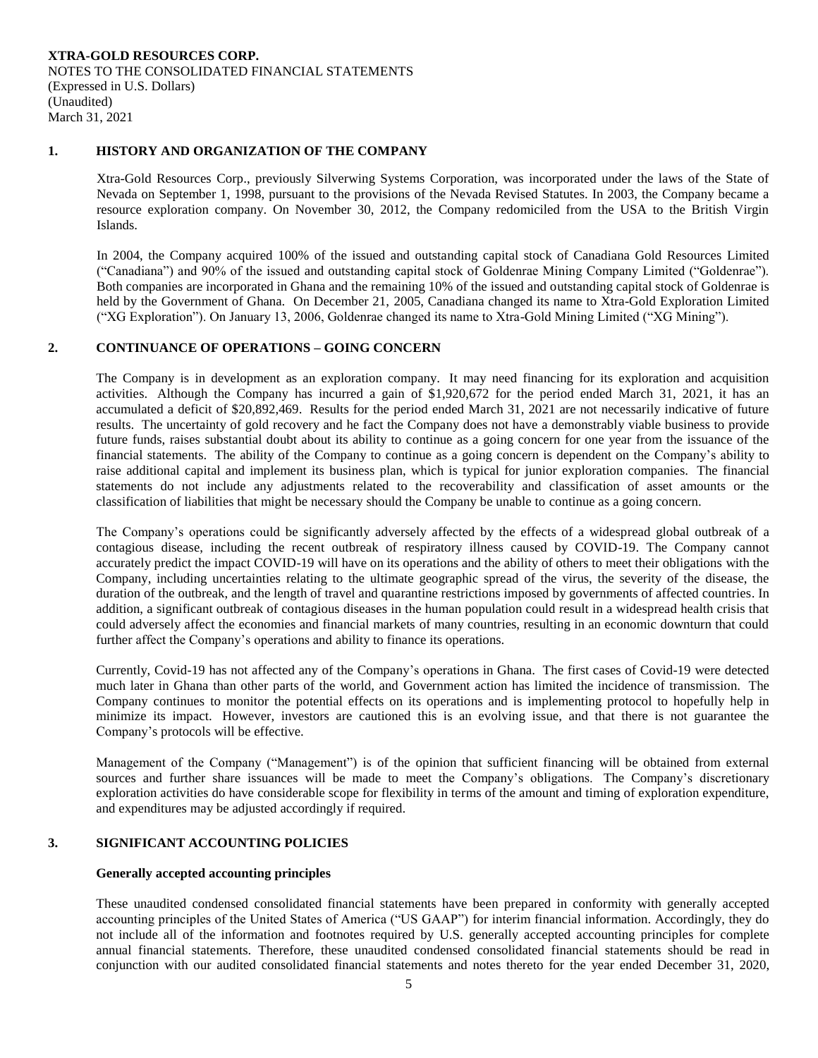**XTRA-GOLD RESOURCES CORP.**
NOTES TO THE CONSOLIDATED FINANCIAL STATEMENTS
(Expressed in U.S. Dollars)
(Unaudited)
March 31, 2021

## 1. HISTORY AND ORGANIZATION OF THE COMPANY

Xtra-Gold Resources Corp., previously Silverwing Systems Corporation, was incorporated under the laws of the State of Nevada on September 1, 1998, pursuant to the provisions of the Nevada Revised Statutes. In 2003, the Company became a resource exploration company. On November 30, 2012, the Company redomiciled from the USA to the British Virgin Islands.

In 2004, the Company acquired 100% of the issued and outstanding capital stock of Canadiana Gold Resources Limited ("Canadiana") and 90% of the issued and outstanding capital stock of Goldenrae Mining Company Limited ("Goldenrae"). Both companies are incorporated in Ghana and the remaining 10% of the issued and outstanding capital stock of Goldenrae is held by the Government of Ghana. On December 21, 2005, Canadiana changed its name to Xtra-Gold Exploration Limited ("XG Exploration"). On January 13, 2006, Goldenrae changed its name to Xtra-Gold Mining Limited ("XG Mining").

## 2. CONTINUANCE OF OPERATIONS – GOING CONCERN

The Company is in development as an exploration company. It may need financing for its exploration and acquisition activities. Although the Company has incurred a gain of $1,920,672 for the period ended March 31, 2021, it has an accumulated a deficit of $20,892,469. Results for the period ended March 31, 2021 are not necessarily indicative of future results. The uncertainty of gold recovery and he fact the Company does not have a demonstrably viable business to provide future funds, raises substantial doubt about its ability to continue as a going concern for one year from the issuance of the financial statements. The ability of the Company to continue as a going concern is dependent on the Company's ability to raise additional capital and implement its business plan, which is typical for junior exploration companies. The financial statements do not include any adjustments related to the recoverability and classification of asset amounts or the classification of liabilities that might be necessary should the Company be unable to continue as a going concern.

The Company's operations could be significantly adversely affected by the effects of a widespread global outbreak of a contagious disease, including the recent outbreak of respiratory illness caused by COVID-19. The Company cannot accurately predict the impact COVID-19 will have on its operations and the ability of others to meet their obligations with the Company, including uncertainties relating to the ultimate geographic spread of the virus, the severity of the disease, the duration of the outbreak, and the length of travel and quarantine restrictions imposed by governments of affected countries. In addition, a significant outbreak of contagious diseases in the human population could result in a widespread health crisis that could adversely affect the economies and financial markets of many countries, resulting in an economic downturn that could further affect the Company's operations and ability to finance its operations.

Currently, Covid-19 has not affected any of the Company's operations in Ghana. The first cases of Covid-19 were detected much later in Ghana than other parts of the world, and Government action has limited the incidence of transmission. The Company continues to monitor the potential effects on its operations and is implementing protocol to hopefully help in minimize its impact. However, investors are cautioned this is an evolving issue, and that there is not guarantee the Company's protocols will be effective.

Management of the Company ("Management") is of the opinion that sufficient financing will be obtained from external sources and further share issuances will be made to meet the Company's obligations. The Company's discretionary exploration activities do have considerable scope for flexibility in terms of the amount and timing of exploration expenditure, and expenditures may be adjusted accordingly if required.

## 3. SIGNIFICANT ACCOUNTING POLICIES

**Generally accepted accounting principles**

These unaudited condensed consolidated financial statements have been prepared in conformity with generally accepted accounting principles of the United States of America ("US GAAP") for interim financial information. Accordingly, they do not include all of the information and footnotes required by U.S. generally accepted accounting principles for complete annual financial statements. Therefore, these unaudited condensed consolidated financial statements should be read in conjunction with our audited consolidated financial statements and notes thereto for the year ended December 31, 2020,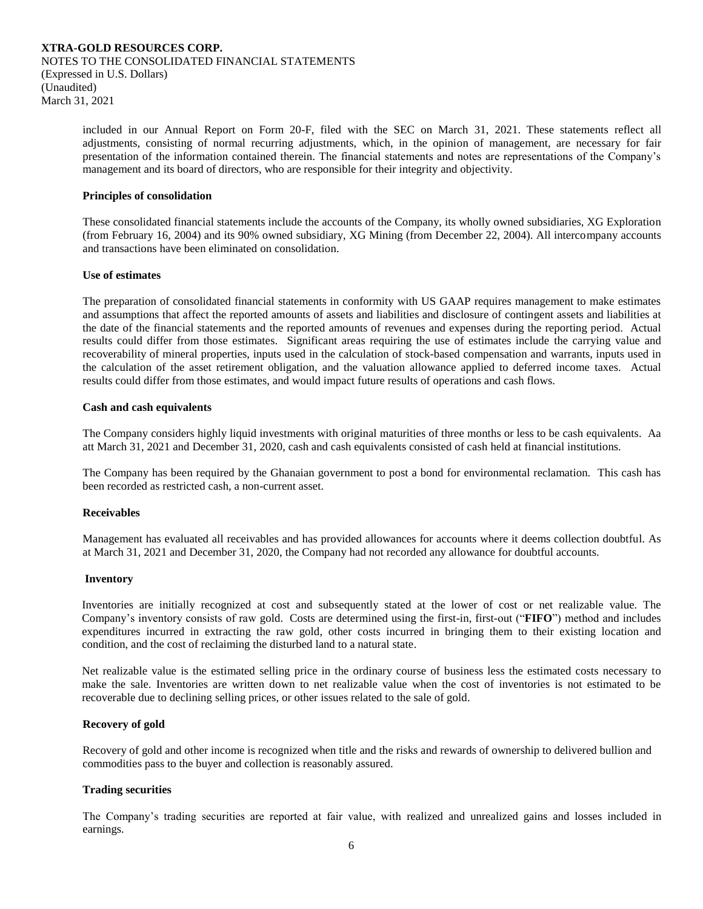included in our Annual Report on Form 20-F, filed with the SEC on March 31, 2021. These statements reflect all adjustments, consisting of normal recurring adjustments, which, in the opinion of management, are necessary for fair presentation of the information contained therein. The financial statements and notes are representations of the Company's management and its board of directors, who are responsible for their integrity and objectivity.

**Principles of consolidation**

These consolidated financial statements include the accounts of the Company, its wholly owned subsidiaries, XG Exploration (from February 16, 2004) and its 90% owned subsidiary, XG Mining (from December 22, 2004). All intercompany accounts and transactions have been eliminated on consolidation.

**Use of estimates**

The preparation of consolidated financial statements in conformity with US GAAP requires management to make estimates and assumptions that affect the reported amounts of assets and liabilities and disclosure of contingent assets and liabilities at the date of the financial statements and the reported amounts of revenues and expenses during the reporting period. Actual results could differ from those estimates. Significant areas requiring the use of estimates include the carrying value and recoverability of mineral properties, inputs used in the calculation of stock-based compensation and warrants, inputs used in the calculation of the asset retirement obligation, and the valuation allowance applied to deferred income taxes. Actual results could differ from those estimates, and would impact future results of operations and cash flows.

**Cash and cash equivalents**

The Company considers highly liquid investments with original maturities of three months or less to be cash equivalents. Aa att March 31, 2021 and December 31, 2020, cash and cash equivalents consisted of cash held at financial institutions.

The Company has been required by the Ghanaian government to post a bond for environmental reclamation. This cash has been recorded as restricted cash, a non-current asset.

**Receivables**

Management has evaluated all receivables and has provided allowances for accounts where it deems collection doubtful. As at March 31, 2021 and December 31, 2020, the Company had not recorded any allowance for doubtful accounts.

**Inventory**

Inventories are initially recognized at cost and subsequently stated at the lower of cost or net realizable value. The Company's inventory consists of raw gold. Costs are determined using the first-in, first-out ("**FIFO**") method and includes expenditures incurred in extracting the raw gold, other costs incurred in bringing them to their existing location and condition, and the cost of reclaiming the disturbed land to a natural state.

Net realizable value is the estimated selling price in the ordinary course of business less the estimated costs necessary to make the sale. Inventories are written down to net realizable value when the cost of inventories is not estimated to be recoverable due to declining selling prices, or other issues related to the sale of gold.

**Recovery of gold**

Recovery of gold and other income is recognized when title and the risks and rewards of ownership to delivered bullion and commodities pass to the buyer and collection is reasonably assured.

**Trading securities**

The Company's trading securities are reported at fair value, with realized and unrealized gains and losses included in earnings.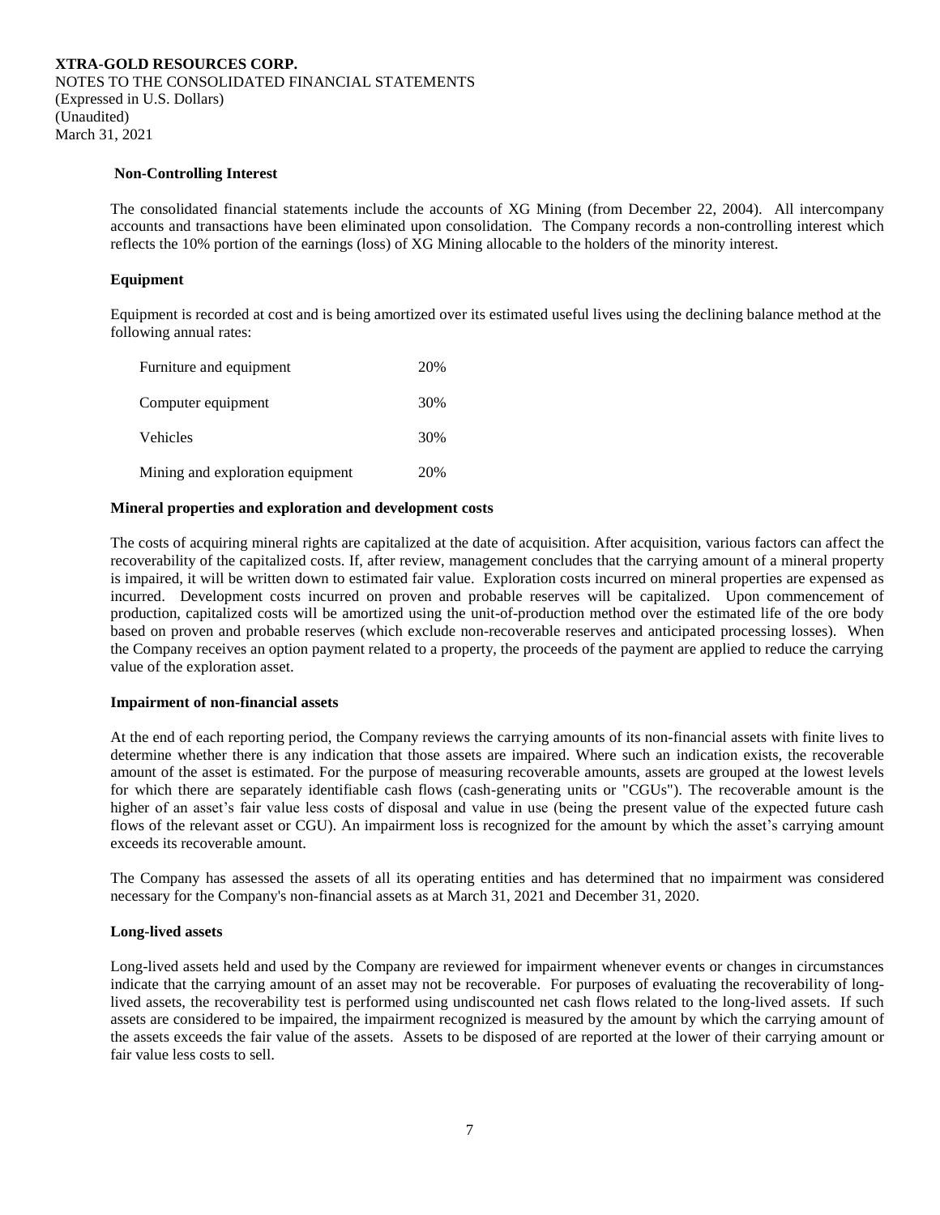**Non-Controlling Interest**

The consolidated financial statements include the accounts of XG Mining (from December 22, 2004). All intercompany accounts and transactions have been eliminated upon consolidation. The Company records a non-controlling interest which reflects the 10% portion of the earnings (loss) of XG Mining allocable to the holders of the minority interest.

**Equipment**

Equipment is recorded at cost and is being amortized over its estimated useful lives using the declining balance method at the following annual rates:

| | |
|---|---|
| Furniture and equipment | 20% |
| Computer equipment | 30% |
| Vehicles | 30% |
| Mining and exploration equipment | 20% |

**Mineral properties and exploration and development costs**

The costs of acquiring mineral rights are capitalized at the date of acquisition. After acquisition, various factors can affect the recoverability of the capitalized costs. If, after review, management concludes that the carrying amount of a mineral property is impaired, it will be written down to estimated fair value. Exploration costs incurred on mineral properties are expensed as incurred. Development costs incurred on proven and probable reserves will be capitalized. Upon commencement of production, capitalized costs will be amortized using the unit-of-production method over the estimated life of the ore body based on proven and probable reserves (which exclude non-recoverable reserves and anticipated processing losses). When the Company receives an option payment related to a property, the proceeds of the payment are applied to reduce the carrying value of the exploration asset.

**Impairment of non-financial assets**

At the end of each reporting period, the Company reviews the carrying amounts of its non-financial assets with finite lives to determine whether there is any indication that those assets are impaired. Where such an indication exists, the recoverable amount of the asset is estimated. For the purpose of measuring recoverable amounts, assets are grouped at the lowest levels for which there are separately identifiable cash flows (cash-generating units or "CGUs"). The recoverable amount is the higher of an asset's fair value less costs of disposal and value in use (being the present value of the expected future cash flows of the relevant asset or CGU). An impairment loss is recognized for the amount by which the asset's carrying amount exceeds its recoverable amount.

The Company has assessed the assets of all its operating entities and has determined that no impairment was considered necessary for the Company's non-financial assets as at March 31, 2021 and December 31, 2020.

**Long-lived assets**

Long-lived assets held and used by the Company are reviewed for impairment whenever events or changes in circumstances indicate that the carrying amount of an asset may not be recoverable. For purposes of evaluating the recoverability of long-lived assets, the recoverability test is performed using undiscounted net cash flows related to the long-lived assets. If such assets are considered to be impaired, the impairment recognized is measured by the amount by which the carrying amount of the assets exceeds the fair value of the assets. Assets to be disposed of are reported at the lower of their carrying amount or fair value less costs to sell.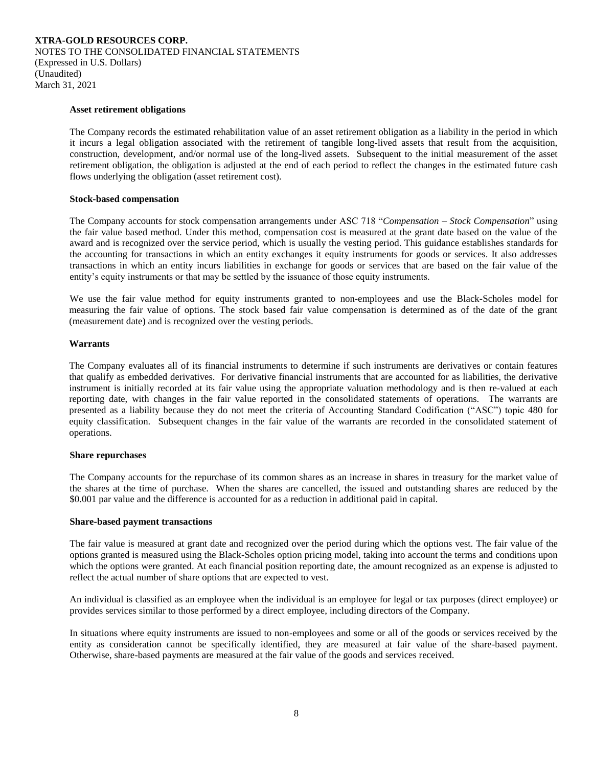**XTRA-GOLD RESOURCES CORP.**
NOTES TO THE CONSOLIDATED FINANCIAL STATEMENTS
(Expressed in U.S. Dollars)
(Unaudited)
March 31, 2021

**Asset retirement obligations**

The Company records the estimated rehabilitation value of an asset retirement obligation as a liability in the period in which it incurs a legal obligation associated with the retirement of tangible long-lived assets that result from the acquisition, construction, development, and/or normal use of the long-lived assets. Subsequent to the initial measurement of the asset retirement obligation, the obligation is adjusted at the end of each period to reflect the changes in the estimated future cash flows underlying the obligation (asset retirement cost).

**Stock-based compensation**

The Company accounts for stock compensation arrangements under ASC 718 "*Compensation – Stock Compensation*" using the fair value based method. Under this method, compensation cost is measured at the grant date based on the value of the award and is recognized over the service period, which is usually the vesting period. This guidance establishes standards for the accounting for transactions in which an entity exchanges it equity instruments for goods or services. It also addresses transactions in which an entity incurs liabilities in exchange for goods or services that are based on the fair value of the entity's equity instruments or that may be settled by the issuance of those equity instruments.

We use the fair value method for equity instruments granted to non-employees and use the Black-Scholes model for measuring the fair value of options. The stock based fair value compensation is determined as of the date of the grant (measurement date) and is recognized over the vesting periods.

**Warrants**

The Company evaluates all of its financial instruments to determine if such instruments are derivatives or contain features that qualify as embedded derivatives. For derivative financial instruments that are accounted for as liabilities, the derivative instrument is initially recorded at its fair value using the appropriate valuation methodology and is then re-valued at each reporting date, with changes in the fair value reported in the consolidated statements of operations. The warrants are presented as a liability because they do not meet the criteria of Accounting Standard Codification ("ASC") topic 480 for equity classification. Subsequent changes in the fair value of the warrants are recorded in the consolidated statement of operations.

**Share repurchases**

The Company accounts for the repurchase of its common shares as an increase in shares in treasury for the market value of the shares at the time of purchase. When the shares are cancelled, the issued and outstanding shares are reduced by the \$0.001 par value and the difference is accounted for as a reduction in additional paid in capital.

**Share-based payment transactions**

The fair value is measured at grant date and recognized over the period during which the options vest. The fair value of the options granted is measured using the Black-Scholes option pricing model, taking into account the terms and conditions upon which the options were granted. At each financial position reporting date, the amount recognized as an expense is adjusted to reflect the actual number of share options that are expected to vest.

An individual is classified as an employee when the individual is an employee for legal or tax purposes (direct employee) or provides services similar to those performed by a direct employee, including directors of the Company.

In situations where equity instruments are issued to non-employees and some or all of the goods or services received by the entity as consideration cannot be specifically identified, they are measured at fair value of the share-based payment. Otherwise, share-based payments are measured at the fair value of the goods and services received.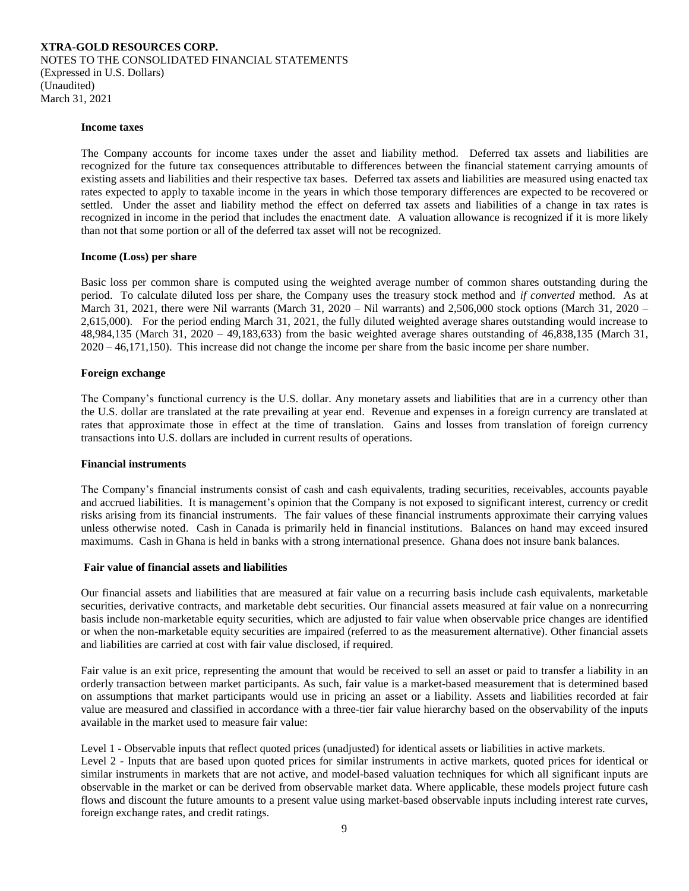#### Income taxes

The Company accounts for income taxes under the asset and liability method. Deferred tax assets and liabilities are recognized for the future tax consequences attributable to differences between the financial statement carrying amounts of existing assets and liabilities and their respective tax bases. Deferred tax assets and liabilities are measured using enacted tax rates expected to apply to taxable income in the years in which those temporary differences are expected to be recovered or settled. Under the asset and liability method the effect on deferred tax assets and liabilities of a change in tax rates is recognized in income in the period that includes the enactment date. A valuation allowance is recognized if it is more likely than not that some portion or all of the deferred tax asset will not be recognized.

#### Income (Loss) per share

Basic loss per common share is computed using the weighted average number of common shares outstanding during the period. To calculate diluted loss per share, the Company uses the treasury stock method and *if converted* method. As at March 31, 2021, there were Nil warrants (March 31, 2020 – Nil warrants) and 2,506,000 stock options (March 31, 2020 – 2,615,000). For the period ending March 31, 2021, the fully diluted weighted average shares outstanding would increase to 48,984,135 (March 31, 2020 – 49,183,633) from the basic weighted average shares outstanding of 46,838,135 (March 31, 2020 – 46,171,150). This increase did not change the income per share from the basic income per share number.

#### Foreign exchange

The Company's functional currency is the U.S. dollar. Any monetary assets and liabilities that are in a currency other than the U.S. dollar are translated at the rate prevailing at year end. Revenue and expenses in a foreign currency are translated at rates that approximate those in effect at the time of translation. Gains and losses from translation of foreign currency transactions into U.S. dollars are included in current results of operations.

#### Financial instruments

The Company's financial instruments consist of cash and cash equivalents, trading securities, receivables, accounts payable and accrued liabilities. It is management's opinion that the Company is not exposed to significant interest, currency or credit risks arising from its financial instruments. The fair values of these financial instruments approximate their carrying values unless otherwise noted. Cash in Canada is primarily held in financial institutions. Balances on hand may exceed insured maximums. Cash in Ghana is held in banks with a strong international presence. Ghana does not insure bank balances.

#### Fair value of financial assets and liabilities

Our financial assets and liabilities that are measured at fair value on a recurring basis include cash equivalents, marketable securities, derivative contracts, and marketable debt securities. Our financial assets measured at fair value on a nonrecurring basis include non-marketable equity securities, which are adjusted to fair value when observable price changes are identified or when the non-marketable equity securities are impaired (referred to as the measurement alternative). Other financial assets and liabilities are carried at cost with fair value disclosed, if required.

Fair value is an exit price, representing the amount that would be received to sell an asset or paid to transfer a liability in an orderly transaction between market participants. As such, fair value is a market-based measurement that is determined based on assumptions that market participants would use in pricing an asset or a liability. Assets and liabilities recorded at fair value are measured and classified in accordance with a three-tier fair value hierarchy based on the observability of the inputs available in the market used to measure fair value:

Level 1 - Observable inputs that reflect quoted prices (unadjusted) for identical assets or liabilities in active markets.
Level 2 - Inputs that are based upon quoted prices for similar instruments in active markets, quoted prices for identical or similar instruments in markets that are not active, and model-based valuation techniques for which all significant inputs are observable in the market or can be derived from observable market data. Where applicable, these models project future cash flows and discount the future amounts to a present value using market-based observable inputs including interest rate curves, foreign exchange rates, and credit ratings.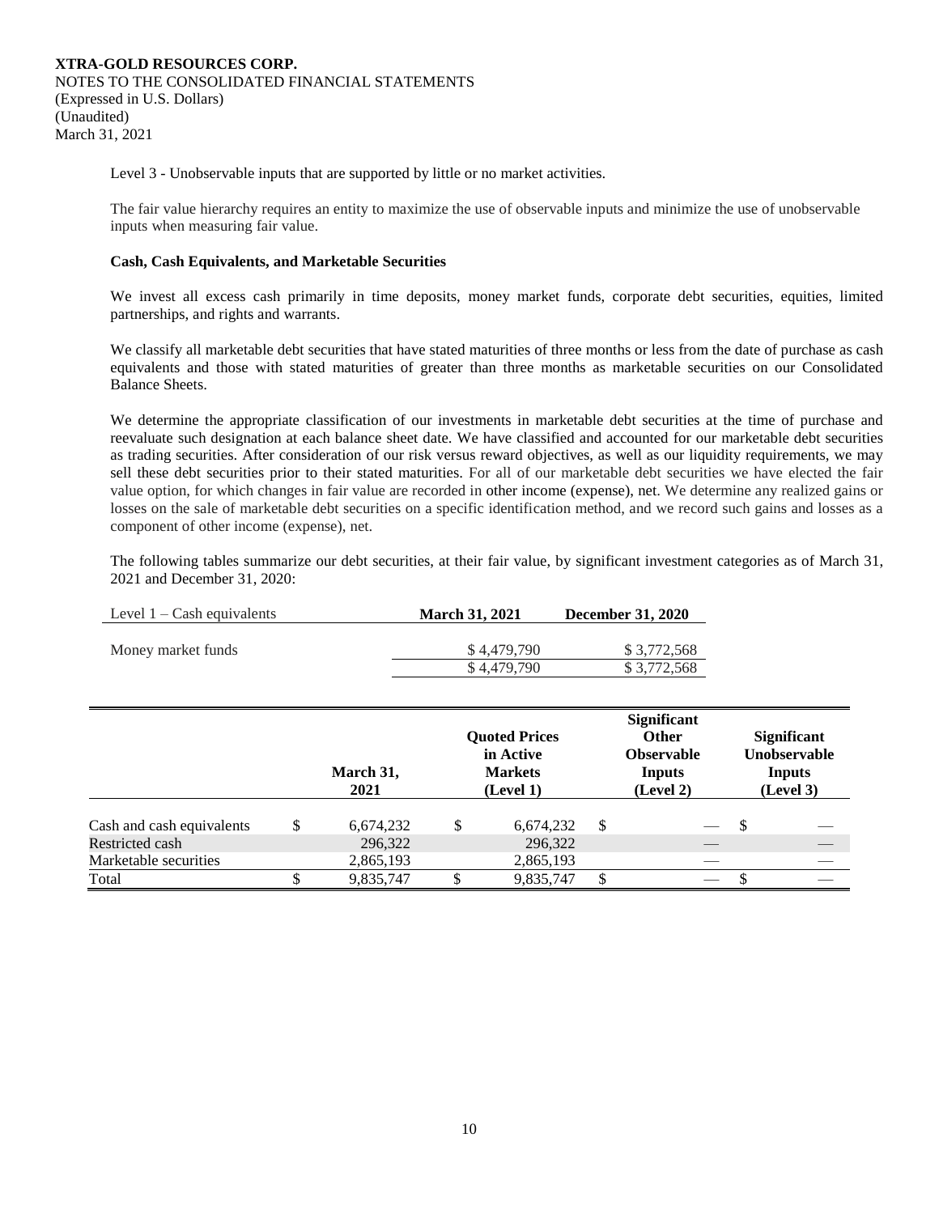Level 3 - Unobservable inputs that are supported by little or no market activities.

The fair value hierarchy requires an entity to maximize the use of observable inputs and minimize the use of unobservable inputs when measuring fair value.

**Cash, Cash Equivalents, and Marketable Securities**

We invest all excess cash primarily in time deposits, money market funds, corporate debt securities, equities, limited partnerships, and rights and warrants.

We classify all marketable debt securities that have stated maturities of three months or less from the date of purchase as cash equivalents and those with stated maturities of greater than three months as marketable securities on our Consolidated Balance Sheets.

We determine the appropriate classification of our investments in marketable debt securities at the time of purchase and reevaluate such designation at each balance sheet date. We have classified and accounted for our marketable debt securities as trading securities. After consideration of our risk versus reward objectives, as well as our liquidity requirements, we may sell these debt securities prior to their stated maturities. For all of our marketable debt securities we have elected the fair value option, for which changes in fair value are recorded in other income (expense), net. We determine any realized gains or losses on the sale of marketable debt securities on a specific identification method, and we record such gains and losses as a component of other income (expense), net.

The following tables summarize our debt securities, at their fair value, by significant investment categories as of March 31, 2021 and December 31, 2020:

| Level 1 – Cash equivalents | March 31, 2021 | December 31, 2020 |
|---|---|---|
| Money market funds | $ 4,479,790 | $ 3,772,568 |
| | $ 4,479,790 | $ 3,772,568 |

| | March 31, 2021 | Quoted Prices in Active Markets (Level 1) | Significant Other Observable Inputs (Level 2) | Significant Unobservable Inputs (Level 3) |
|---|---|---|---|---|
| Cash and cash equivalents | $ 6,674,232 | $ 6,674,232 | $ — | $ — |
| Restricted cash | 296,322 | 296,322 | — | — |
| Marketable securities | 2,865,193 | 2,865,193 | — | — |
| Total | $ 9,835,747 | $ 9,835,747 | $ — | $ — |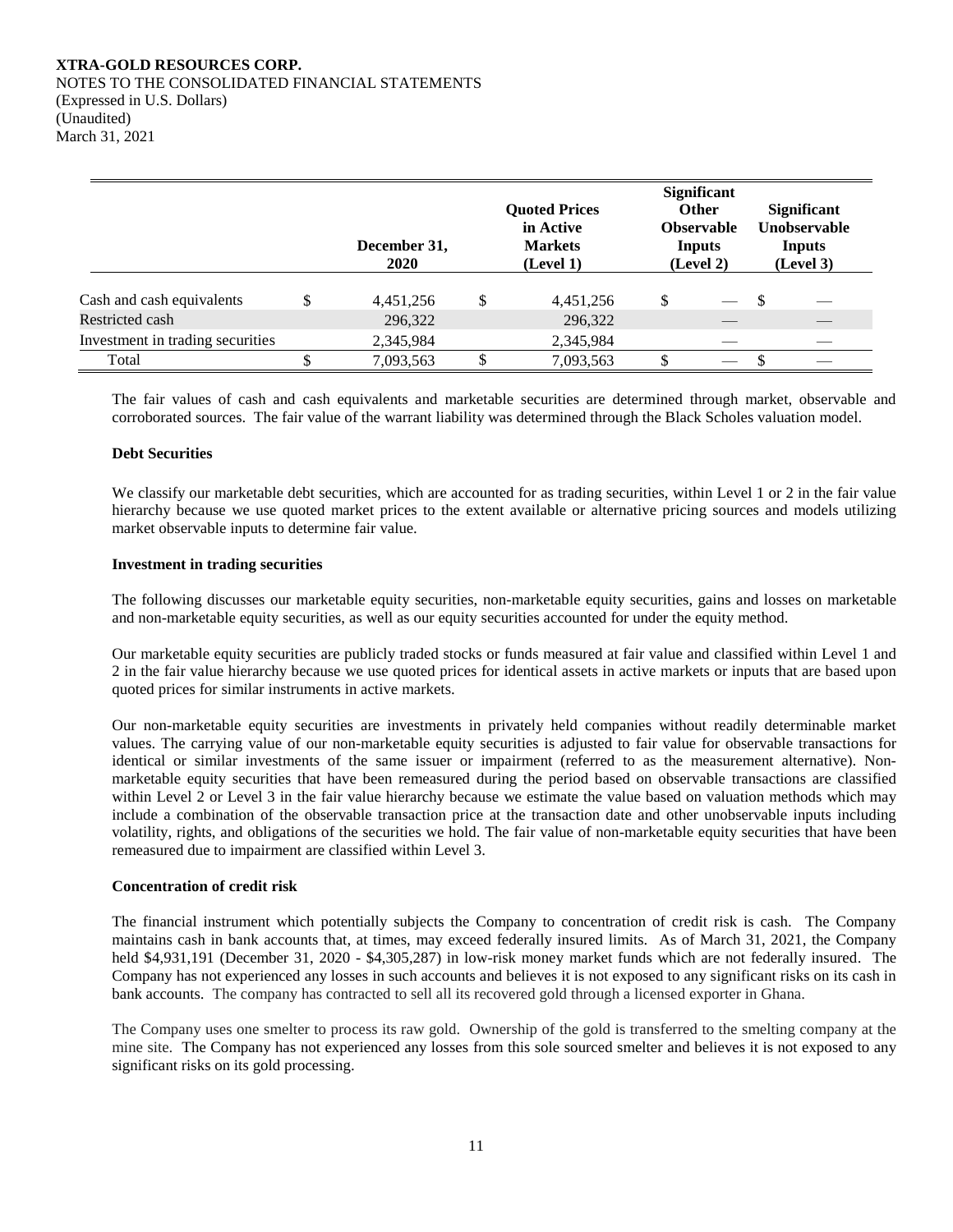|  | December 31, 2020 | Quoted Prices in Active Markets (Level 1) | Significant Other Observable Inputs (Level 2) | Significant Unobservable Inputs (Level 3) |
|---|---|---|---|---|
| Cash and cash equivalents | $ 4,451,256 | $ 4,451,256 | $ — | $ — |
| Restricted cash | 296,322 | 296,322 | — | — |
| Investment in trading securities | 2,345,984 | 2,345,984 | — | — |
| Total | $ 7,093,563 | $ 7,093,563 | $ — | $ — |

The fair values of cash and cash equivalents and marketable securities are determined through market, observable and corroborated sources. The fair value of the warrant liability was determined through the Black Scholes valuation model.

**Debt Securities**

We classify our marketable debt securities, which are accounted for as trading securities, within Level 1 or 2 in the fair value hierarchy because we use quoted market prices to the extent available or alternative pricing sources and models utilizing market observable inputs to determine fair value.

**Investment in trading securities**

The following discusses our marketable equity securities, non-marketable equity securities, gains and losses on marketable and non-marketable equity securities, as well as our equity securities accounted for under the equity method.

Our marketable equity securities are publicly traded stocks or funds measured at fair value and classified within Level 1 and 2 in the fair value hierarchy because we use quoted prices for identical assets in active markets or inputs that are based upon quoted prices for similar instruments in active markets.

Our non-marketable equity securities are investments in privately held companies without readily determinable market values. The carrying value of our non-marketable equity securities is adjusted to fair value for observable transactions for identical or similar investments of the same issuer or impairment (referred to as the measurement alternative). Non-marketable equity securities that have been remeasured during the period based on observable transactions are classified within Level 2 or Level 3 in the fair value hierarchy because we estimate the value based on valuation methods which may include a combination of the observable transaction price at the transaction date and other unobservable inputs including volatility, rights, and obligations of the securities we hold. The fair value of non-marketable equity securities that have been remeasured due to impairment are classified within Level 3.

**Concentration of credit risk**

The financial instrument which potentially subjects the Company to concentration of credit risk is cash. The Company maintains cash in bank accounts that, at times, may exceed federally insured limits. As of March 31, 2021, the Company held $4,931,191 (December 31, 2020 - $4,305,287) in low-risk money market funds which are not federally insured. The Company has not experienced any losses in such accounts and believes it is not exposed to any significant risks on its cash in bank accounts. The company has contracted to sell all its recovered gold through a licensed exporter in Ghana.

The Company uses one smelter to process its raw gold. Ownership of the gold is transferred to the smelting company at the mine site. The Company has not experienced any losses from this sole sourced smelter and believes it is not exposed to any significant risks on its gold processing.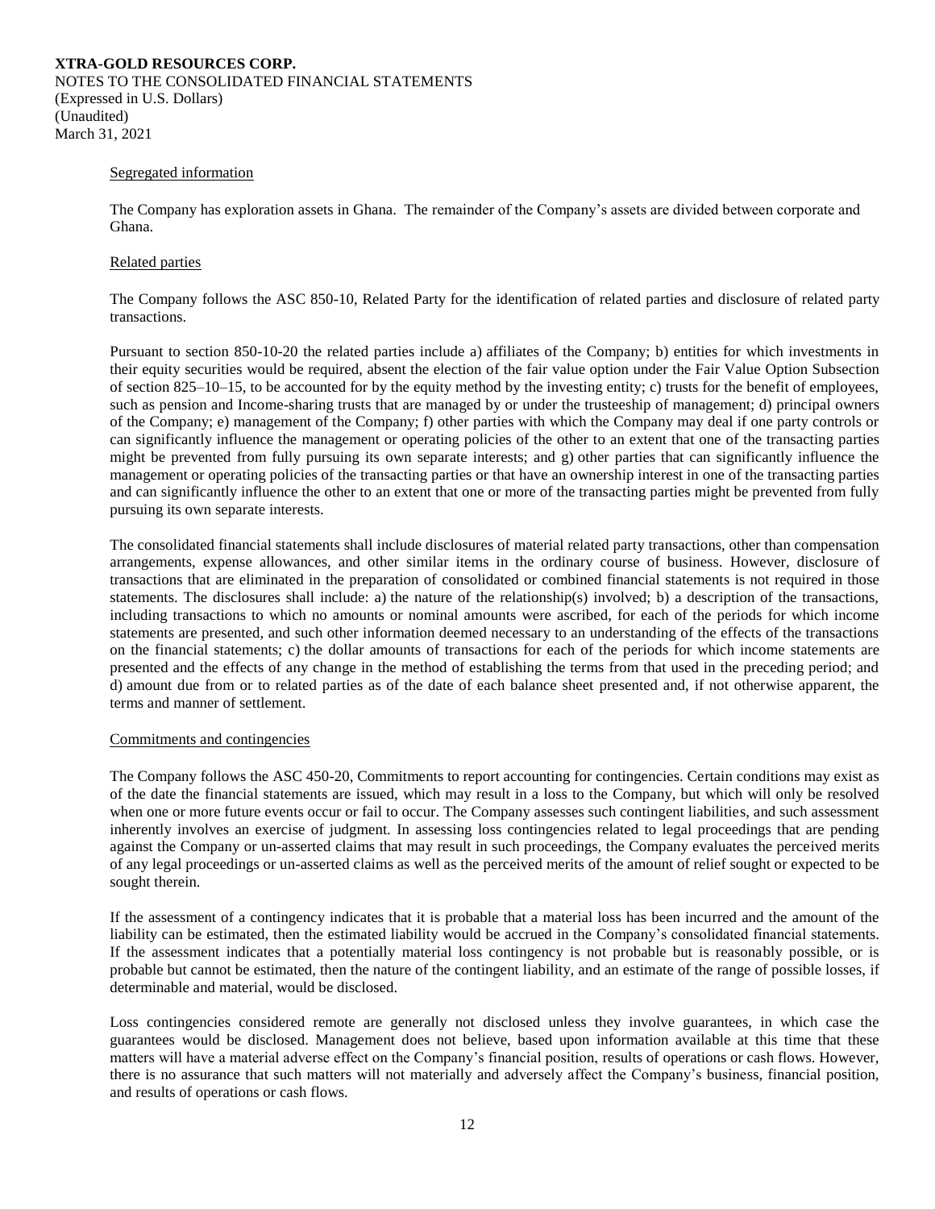#### Segregated information

The Company has exploration assets in Ghana. The remainder of the Company's assets are divided between corporate and Ghana.

#### Related parties

The Company follows the ASC 850-10, Related Party for the identification of related parties and disclosure of related party transactions.

Pursuant to section 850-10-20 the related parties include a) affiliates of the Company; b) entities for which investments in their equity securities would be required, absent the election of the fair value option under the Fair Value Option Subsection of section 825–10–15, to be accounted for by the equity method by the investing entity; c) trusts for the benefit of employees, such as pension and Income-sharing trusts that are managed by or under the trusteeship of management; d) principal owners of the Company; e) management of the Company; f) other parties with which the Company may deal if one party controls or can significantly influence the management or operating policies of the other to an extent that one of the transacting parties might be prevented from fully pursuing its own separate interests; and g) other parties that can significantly influence the management or operating policies of the transacting parties or that have an ownership interest in one of the transacting parties and can significantly influence the other to an extent that one or more of the transacting parties might be prevented from fully pursuing its own separate interests.

The consolidated financial statements shall include disclosures of material related party transactions, other than compensation arrangements, expense allowances, and other similar items in the ordinary course of business. However, disclosure of transactions that are eliminated in the preparation of consolidated or combined financial statements is not required in those statements. The disclosures shall include: a) the nature of the relationship(s) involved; b) a description of the transactions, including transactions to which no amounts or nominal amounts were ascribed, for each of the periods for which income statements are presented, and such other information deemed necessary to an understanding of the effects of the transactions on the financial statements; c) the dollar amounts of transactions for each of the periods for which income statements are presented and the effects of any change in the method of establishing the terms from that used in the preceding period; and d) amount due from or to related parties as of the date of each balance sheet presented and, if not otherwise apparent, the terms and manner of settlement.

#### Commitments and contingencies

The Company follows the ASC 450-20, Commitments to report accounting for contingencies. Certain conditions may exist as of the date the financial statements are issued, which may result in a loss to the Company, but which will only be resolved when one or more future events occur or fail to occur. The Company assesses such contingent liabilities, and such assessment inherently involves an exercise of judgment. In assessing loss contingencies related to legal proceedings that are pending against the Company or un-asserted claims that may result in such proceedings, the Company evaluates the perceived merits of any legal proceedings or un-asserted claims as well as the perceived merits of the amount of relief sought or expected to be sought therein.

If the assessment of a contingency indicates that it is probable that a material loss has been incurred and the amount of the liability can be estimated, then the estimated liability would be accrued in the Company's consolidated financial statements. If the assessment indicates that a potentially material loss contingency is not probable but is reasonably possible, or is probable but cannot be estimated, then the nature of the contingent liability, and an estimate of the range of possible losses, if determinable and material, would be disclosed.

Loss contingencies considered remote are generally not disclosed unless they involve guarantees, in which case the guarantees would be disclosed. Management does not believe, based upon information available at this time that these matters will have a material adverse effect on the Company's financial position, results of operations or cash flows. However, there is no assurance that such matters will not materially and adversely affect the Company's business, financial position, and results of operations or cash flows.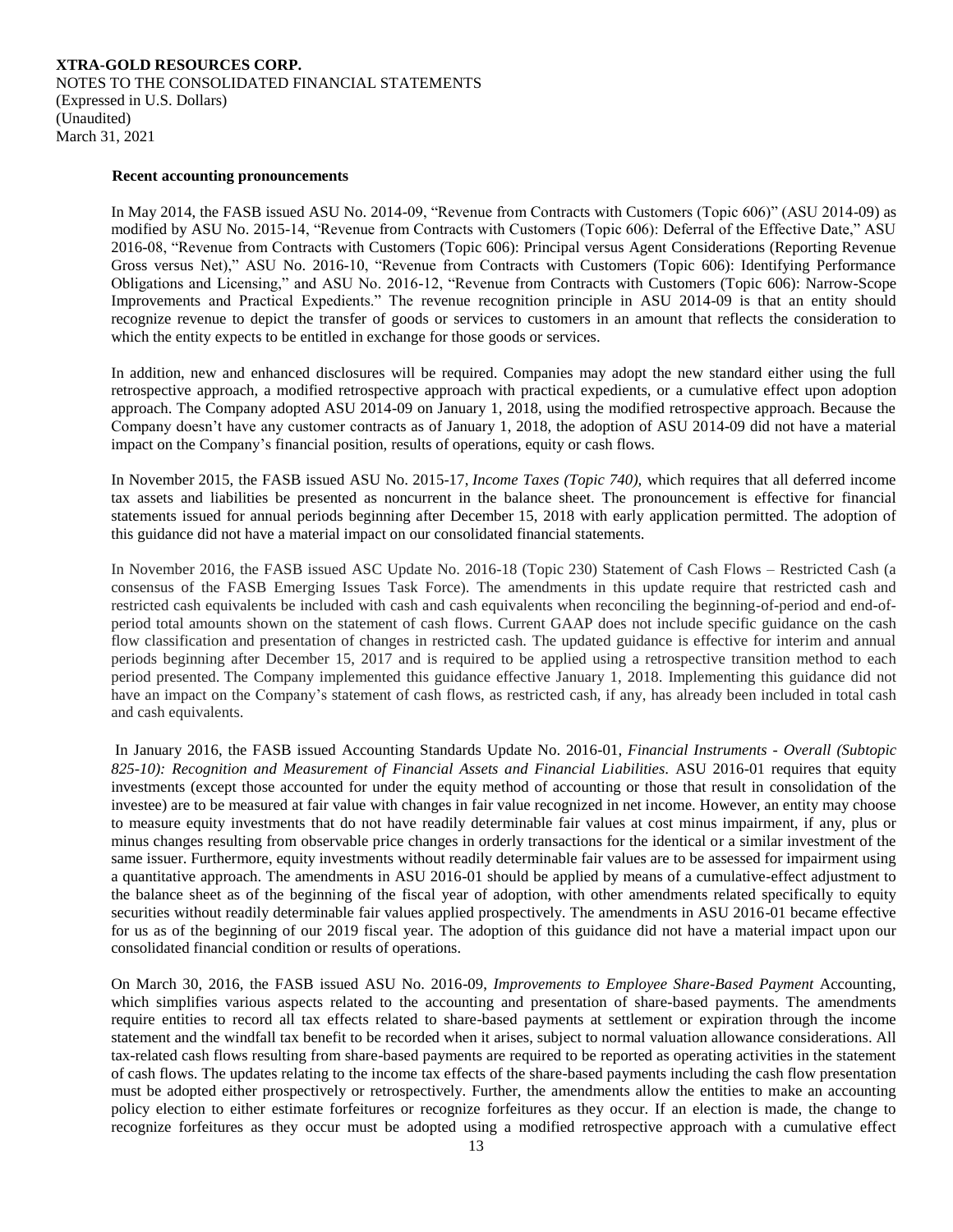**Recent accounting pronouncements**

In May 2014, the FASB issued ASU No. 2014-09, "Revenue from Contracts with Customers (Topic 606)" (ASU 2014-09) as modified by ASU No. 2015-14, "Revenue from Contracts with Customers (Topic 606): Deferral of the Effective Date," ASU 2016-08, "Revenue from Contracts with Customers (Topic 606): Principal versus Agent Considerations (Reporting Revenue Gross versus Net)," ASU No. 2016-10, "Revenue from Contracts with Customers (Topic 606): Identifying Performance Obligations and Licensing," and ASU No. 2016-12, "Revenue from Contracts with Customers (Topic 606): Narrow-Scope Improvements and Practical Expedients." The revenue recognition principle in ASU 2014-09 is that an entity should recognize revenue to depict the transfer of goods or services to customers in an amount that reflects the consideration to which the entity expects to be entitled in exchange for those goods or services.

In addition, new and enhanced disclosures will be required. Companies may adopt the new standard either using the full retrospective approach, a modified retrospective approach with practical expedients, or a cumulative effect upon adoption approach. The Company adopted ASU 2014-09 on January 1, 2018, using the modified retrospective approach. Because the Company doesn't have any customer contracts as of January 1, 2018, the adoption of ASU 2014-09 did not have a material impact on the Company's financial position, results of operations, equity or cash flows.

In November 2015, the FASB issued ASU No. 2015-17, *Income Taxes (Topic 740),* which requires that all deferred income tax assets and liabilities be presented as noncurrent in the balance sheet. The pronouncement is effective for financial statements issued for annual periods beginning after December 15, 2018 with early application permitted. The adoption of this guidance did not have a material impact on our consolidated financial statements.

In November 2016, the FASB issued ASC Update No. 2016-18 (Topic 230) Statement of Cash Flows – Restricted Cash (a consensus of the FASB Emerging Issues Task Force). The amendments in this update require that restricted cash and restricted cash equivalents be included with cash and cash equivalents when reconciling the beginning-of-period and end-of-period total amounts shown on the statement of cash flows. Current GAAP does not include specific guidance on the cash flow classification and presentation of changes in restricted cash. The updated guidance is effective for interim and annual periods beginning after December 15, 2017 and is required to be applied using a retrospective transition method to each period presented. The Company implemented this guidance effective January 1, 2018. Implementing this guidance did not have an impact on the Company's statement of cash flows, as restricted cash, if any, has already been included in total cash and cash equivalents.

In January 2016, the FASB issued Accounting Standards Update No. 2016-01, *Financial Instruments - Overall (Subtopic 825-10): Recognition and Measurement of Financial Assets and Financial Liabilities*. ASU 2016-01 requires that equity investments (except those accounted for under the equity method of accounting or those that result in consolidation of the investee) are to be measured at fair value with changes in fair value recognized in net income. However, an entity may choose to measure equity investments that do not have readily determinable fair values at cost minus impairment, if any, plus or minus changes resulting from observable price changes in orderly transactions for the identical or a similar investment of the same issuer. Furthermore, equity investments without readily determinable fair values are to be assessed for impairment using a quantitative approach. The amendments in ASU 2016-01 should be applied by means of a cumulative-effect adjustment to the balance sheet as of the beginning of the fiscal year of adoption, with other amendments related specifically to equity securities without readily determinable fair values applied prospectively. The amendments in ASU 2016-01 became effective for us as of the beginning of our 2019 fiscal year. The adoption of this guidance did not have a material impact upon our consolidated financial condition or results of operations.

On March 30, 2016, the FASB issued ASU No. 2016-09, *Improvements to Employee Share-Based Payment* Accounting, which simplifies various aspects related to the accounting and presentation of share-based payments. The amendments require entities to record all tax effects related to share-based payments at settlement or expiration through the income statement and the windfall tax benefit to be recorded when it arises, subject to normal valuation allowance considerations. All tax-related cash flows resulting from share-based payments are required to be reported as operating activities in the statement of cash flows. The updates relating to the income tax effects of the share-based payments including the cash flow presentation must be adopted either prospectively or retrospectively. Further, the amendments allow the entities to make an accounting policy election to either estimate forfeitures or recognize forfeitures as they occur. If an election is made, the change to recognize forfeitures as they occur must be adopted using a modified retrospective approach with a cumulative effect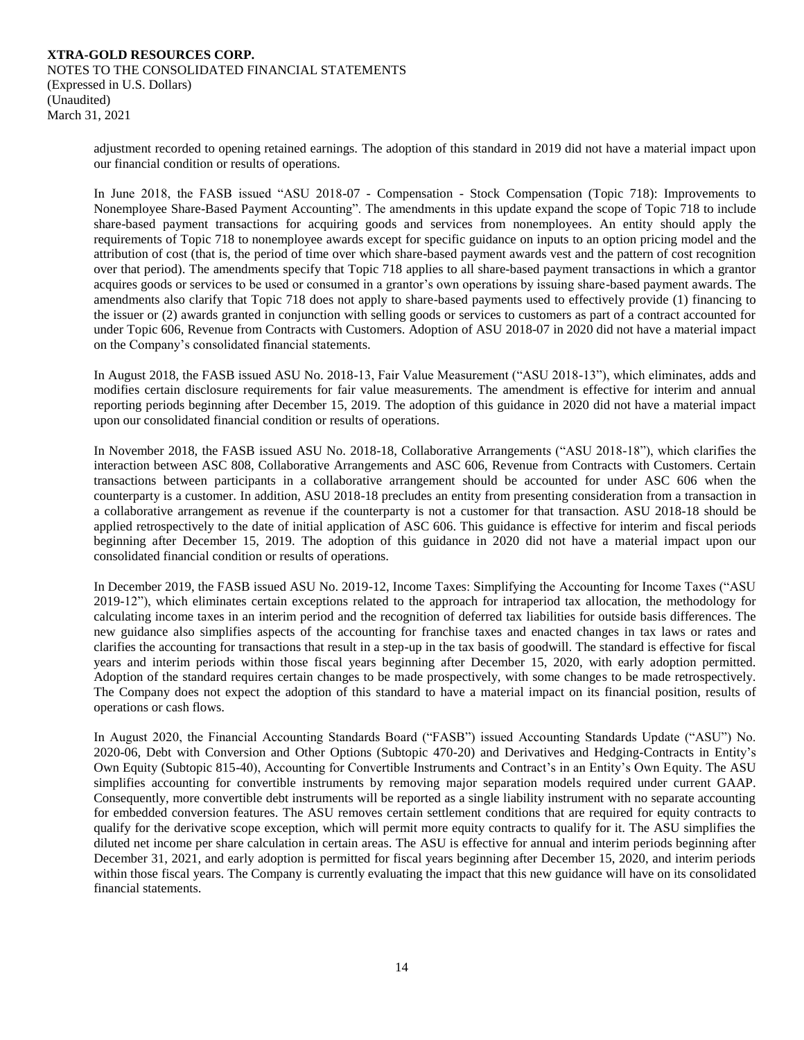adjustment recorded to opening retained earnings. The adoption of this standard in 2019 did not have a material impact upon our financial condition or results of operations.

In June 2018, the FASB issued "ASU 2018-07 - Compensation - Stock Compensation (Topic 718): Improvements to Nonemployee Share-Based Payment Accounting". The amendments in this update expand the scope of Topic 718 to include share-based payment transactions for acquiring goods and services from nonemployees. An entity should apply the requirements of Topic 718 to nonemployee awards except for specific guidance on inputs to an option pricing model and the attribution of cost (that is, the period of time over which share-based payment awards vest and the pattern of cost recognition over that period). The amendments specify that Topic 718 applies to all share-based payment transactions in which a grantor acquires goods or services to be used or consumed in a grantor's own operations by issuing share-based payment awards. The amendments also clarify that Topic 718 does not apply to share-based payments used to effectively provide (1) financing to the issuer or (2) awards granted in conjunction with selling goods or services to customers as part of a contract accounted for under Topic 606, Revenue from Contracts with Customers. Adoption of ASU 2018-07 in 2020 did not have a material impact on the Company's consolidated financial statements.

In August 2018, the FASB issued ASU No. 2018-13, Fair Value Measurement ("ASU 2018-13"), which eliminates, adds and modifies certain disclosure requirements for fair value measurements. The amendment is effective for interim and annual reporting periods beginning after December 15, 2019. The adoption of this guidance in 2020 did not have a material impact upon our consolidated financial condition or results of operations.

In November 2018, the FASB issued ASU No. 2018-18, Collaborative Arrangements ("ASU 2018-18"), which clarifies the interaction between ASC 808, Collaborative Arrangements and ASC 606, Revenue from Contracts with Customers. Certain transactions between participants in a collaborative arrangement should be accounted for under ASC 606 when the counterparty is a customer. In addition, ASU 2018-18 precludes an entity from presenting consideration from a transaction in a collaborative arrangement as revenue if the counterparty is not a customer for that transaction. ASU 2018-18 should be applied retrospectively to the date of initial application of ASC 606. This guidance is effective for interim and fiscal periods beginning after December 15, 2019. The adoption of this guidance in 2020 did not have a material impact upon our consolidated financial condition or results of operations.

In December 2019, the FASB issued ASU No. 2019-12, Income Taxes: Simplifying the Accounting for Income Taxes ("ASU 2019-12"), which eliminates certain exceptions related to the approach for intraperiod tax allocation, the methodology for calculating income taxes in an interim period and the recognition of deferred tax liabilities for outside basis differences. The new guidance also simplifies aspects of the accounting for franchise taxes and enacted changes in tax laws or rates and clarifies the accounting for transactions that result in a step-up in the tax basis of goodwill. The standard is effective for fiscal years and interim periods within those fiscal years beginning after December 15, 2020, with early adoption permitted. Adoption of the standard requires certain changes to be made prospectively, with some changes to be made retrospectively. The Company does not expect the adoption of this standard to have a material impact on its financial position, results of operations or cash flows.

In August 2020, the Financial Accounting Standards Board ("FASB") issued Accounting Standards Update ("ASU") No. 2020-06, Debt with Conversion and Other Options (Subtopic 470-20) and Derivatives and Hedging-Contracts in Entity's Own Equity (Subtopic 815-40), Accounting for Convertible Instruments and Contract's in an Entity's Own Equity. The ASU simplifies accounting for convertible instruments by removing major separation models required under current GAAP. Consequently, more convertible debt instruments will be reported as a single liability instrument with no separate accounting for embedded conversion features. The ASU removes certain settlement conditions that are required for equity contracts to qualify for the derivative scope exception, which will permit more equity contracts to qualify for it. The ASU simplifies the diluted net income per share calculation in certain areas. The ASU is effective for annual and interim periods beginning after December 31, 2021, and early adoption is permitted for fiscal years beginning after December 15, 2020, and interim periods within those fiscal years. The Company is currently evaluating the impact that this new guidance will have on its consolidated financial statements.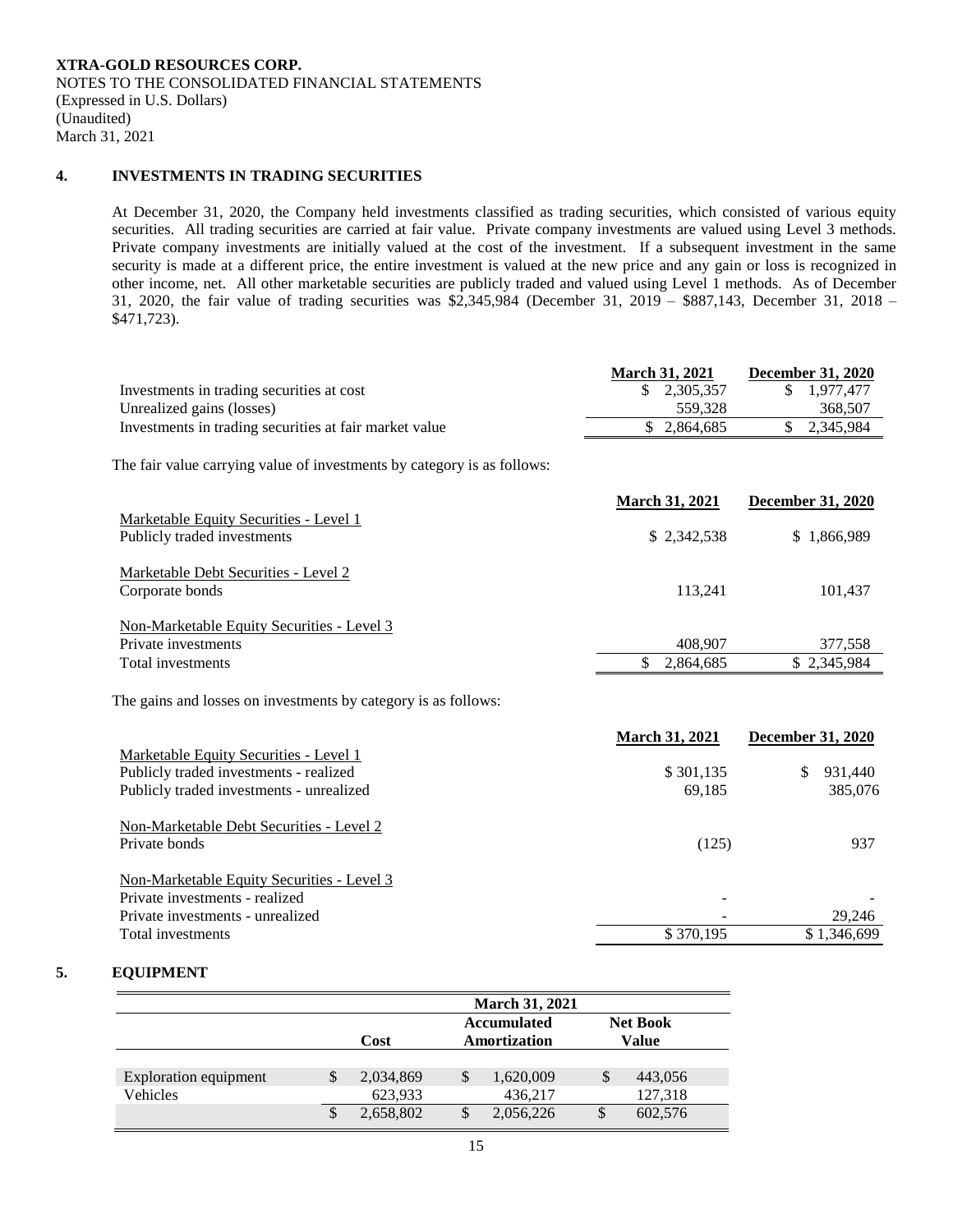**XTRA-GOLD RESOURCES CORP.**
NOTES TO THE CONSOLIDATED FINANCIAL STATEMENTS
(Expressed in U.S. Dollars)
(Unaudited)
March 31, 2021

## 4. INVESTMENTS IN TRADING SECURITIES

At December 31, 2020, the Company held investments classified as trading securities, which consisted of various equity securities. All trading securities are carried at fair value. Private company investments are valued using Level 3 methods. Private company investments are initially valued at the cost of the investment. If a subsequent investment in the same security is made at a different price, the entire investment is valued at the new price and any gain or loss is recognized in other income, net. All other marketable securities are publicly traded and valued using Level 1 methods. As of December 31, 2020, the fair value of trading securities was $2,345,984 (December 31, 2019 – $887,143, December 31, 2018 – $471,723).

| | March 31, 2021 | December 31, 2020 |
|---|---|---|
| Investments in trading securities at cost | $ 2,305,357 | $ 1,977,477 |
| Unrealized gains (losses) | 559,328 | 368,507 |
| Investments in trading securities at fair market value | $ 2,864,685 | $ 2,345,984 |

The fair value carrying value of investments by category is as follows:

| | March 31, 2021 | December 31, 2020 |
|---|---|---|
| Marketable Equity Securities - Level 1 | | |
| Publicly traded investments | $ 2,342,538 | $ 1,866,989 |
| Marketable Debt Securities - Level 2 | | |
| Corporate bonds | 113,241 | 101,437 |
| Non-Marketable Equity Securities - Level 3 | | |
| Private investments | 408,907 | 377,558 |
| Total investments | $ 2,864,685 | $ 2,345,984 |

The gains and losses on investments by category is as follows:

| | March 31, 2021 | December 31, 2020 |
|---|---|---|
| Marketable Equity Securities - Level 1 | | |
| Publicly traded investments - realized | $ 301,135 | $ 931,440 |
| Publicly traded investments - unrealized | 69,185 | 385,076 |
| Non-Marketable Debt Securities - Level 2 | | |
| Private bonds | (125) | 937 |
| Non-Marketable Equity Securities - Level 3 | | |
| Private investments - realized | - | - |
| Private investments - unrealized | - | 29,246 |
| Total investments | $ 370,195 | $ 1,346,699 |

## 5. EQUIPMENT

| | March 31, 2021 | | |
|---|---|---|---|
| | Cost | Accumulated Amortization | Net Book Value |
| Exploration equipment | $ 2,034,869 | $ 1,620,009 | $ 443,056 |
| Vehicles | 623,933 | 436,217 | 127,318 |
| | $ 2,658,802 | $ 2,056,226 | $ 602,576 |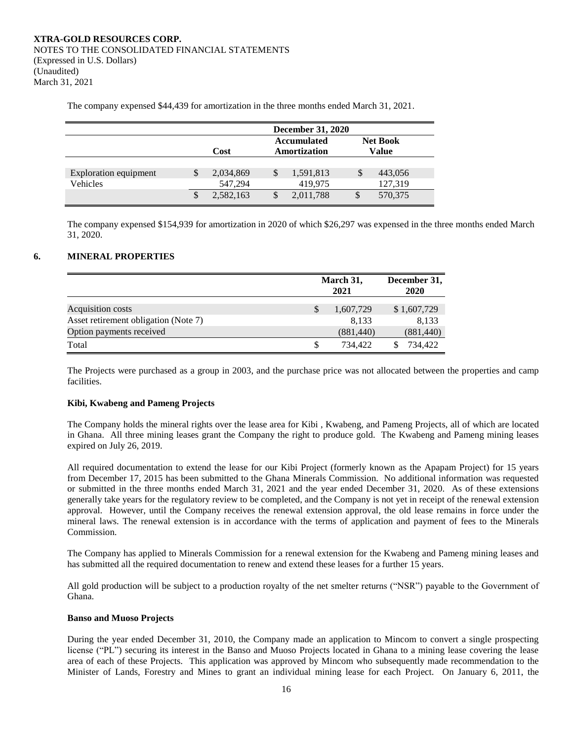The company expensed $44,439 for amortization in the three months ended March 31, 2021.

| | December 31, 2020 | | |
|---|---|---|---|
| | Cost | Accumulated Amortization | Net Book Value |
| Exploration equipment | $ 2,034,869 | $ 1,591,813 | $ 443,056 |
| Vehicles | 547,294 | 419,975 | 127,319 |
| | $ 2,582,163 | $ 2,011,788 | $ 570,375 |

The company expensed $154,939 for amortization in 2020 of which $26,297 was expensed in the three months ended March 31, 2020.

## 6. MINERAL PROPERTIES

| | March 31, 2021 | December 31, 2020 |
|---|---|---|
| Acquisition costs | $ 1,607,729 | $ 1,607,729 |
| Asset retirement obligation (Note 7) | 8,133 | 8,133 |
| Option payments received | (881,440) | (881,440) |
| Total | $ 734,422 | $ 734,422 |

The Projects were purchased as a group in 2003, and the purchase price was not allocated between the properties and camp facilities.

**Kibi, Kwabeng and Pameng Projects**

The Company holds the mineral rights over the lease area for Kibi , Kwabeng, and Pameng Projects, all of which are located in Ghana. All three mining leases grant the Company the right to produce gold. The Kwabeng and Pameng mining leases expired on July 26, 2019.

All required documentation to extend the lease for our Kibi Project (formerly known as the Apapam Project) for 15 years from December 17, 2015 has been submitted to the Ghana Minerals Commission. No additional information was requested or submitted in the three months ended March 31, 2021 and the year ended December 31, 2020. As of these extensions generally take years for the regulatory review to be completed, and the Company is not yet in receipt of the renewal extension approval. However, until the Company receives the renewal extension approval, the old lease remains in force under the mineral laws. The renewal extension is in accordance with the terms of application and payment of fees to the Minerals Commission.

The Company has applied to Minerals Commission for a renewal extension for the Kwabeng and Pameng mining leases and has submitted all the required documentation to renew and extend these leases for a further 15 years.

All gold production will be subject to a production royalty of the net smelter returns ("NSR") payable to the Government of Ghana.

**Banso and Muoso Projects**

During the year ended December 31, 2010, the Company made an application to Mincom to convert a single prospecting license ("PL") securing its interest in the Banso and Muoso Projects located in Ghana to a mining lease covering the lease area of each of these Projects. This application was approved by Mincom who subsequently made recommendation to the Minister of Lands, Forestry and Mines to grant an individual mining lease for each Project. On January 6, 2011, the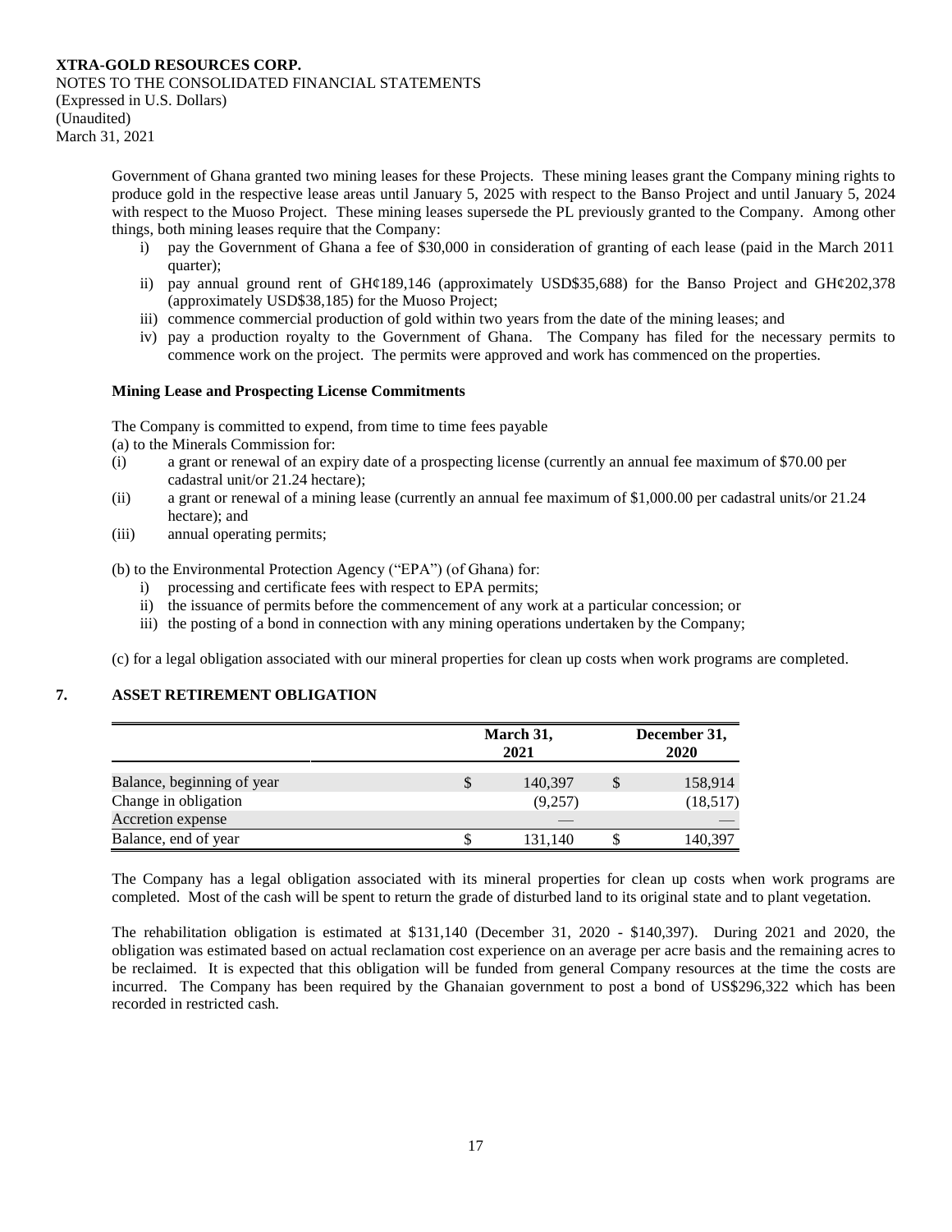XTRA-GOLD RESOURCES CORP.
NOTES TO THE CONSOLIDATED FINANCIAL STATEMENTS
(Expressed in U.S. Dollars)
(Unaudited)
March 31, 2021

Government of Ghana granted two mining leases for these Projects. These mining leases grant the Company mining rights to produce gold in the respective lease areas until January 5, 2025 with respect to the Banso Project and until January 5, 2024 with respect to the Muoso Project. These mining leases supersede the PL previously granted to the Company. Among other things, both mining leases require that the Company:

i) pay the Government of Ghana a fee of $30,000 in consideration of granting of each lease (paid in the March 2011 quarter);
ii) pay annual ground rent of GH¢189,146 (approximately USD$35,688) for the Banso Project and GH¢202,378 (approximately USD$38,185) for the Muoso Project;
iii) commence commercial production of gold within two years from the date of the mining leases; and
iv) pay a production royalty to the Government of Ghana. The Company has filed for the necessary permits to commence work on the project. The permits were approved and work has commenced on the properties.

**Mining Lease and Prospecting License Commitments**

The Company is committed to expend, from time to time fees payable
(a) to the Minerals Commission for:

(i) a grant or renewal of an expiry date of a prospecting license (currently an annual fee maximum of $70.00 per cadastral unit/or 21.24 hectare);
(ii) a grant or renewal of a mining lease (currently an annual fee maximum of $1,000.00 per cadastral units/or 21.24 hectare); and
(iii) annual operating permits;

(b) to the Environmental Protection Agency ("EPA") (of Ghana) for:

i) processing and certificate fees with respect to EPA permits;
ii) the issuance of permits before the commencement of any work at a particular concession; or
iii) the posting of a bond in connection with any mining operations undertaken by the Company;

(c) for a legal obligation associated with our mineral properties for clean up costs when work programs are completed.

## 7. ASSET RETIREMENT OBLIGATION

| | March 31, 2021 | December 31, 2020 |
|---|---|---|
| Balance, beginning of year | $ 140,397 | $ 158,914 |
| Change in obligation | (9,257) | (18,517) |
| Accretion expense | — | — |
| Balance, end of year | $ 131,140 | $ 140,397 |

The Company has a legal obligation associated with its mineral properties for clean up costs when work programs are completed. Most of the cash will be spent to return the grade of disturbed land to its original state and to plant vegetation.

The rehabilitation obligation is estimated at $131,140 (December 31, 2020 - $140,397). During 2021 and 2020, the obligation was estimated based on actual reclamation cost experience on an average per acre basis and the remaining acres to be reclaimed. It is expected that this obligation will be funded from general Company resources at the time the costs are incurred. The Company has been required by the Ghanaian government to post a bond of US$296,322 which has been recorded in restricted cash.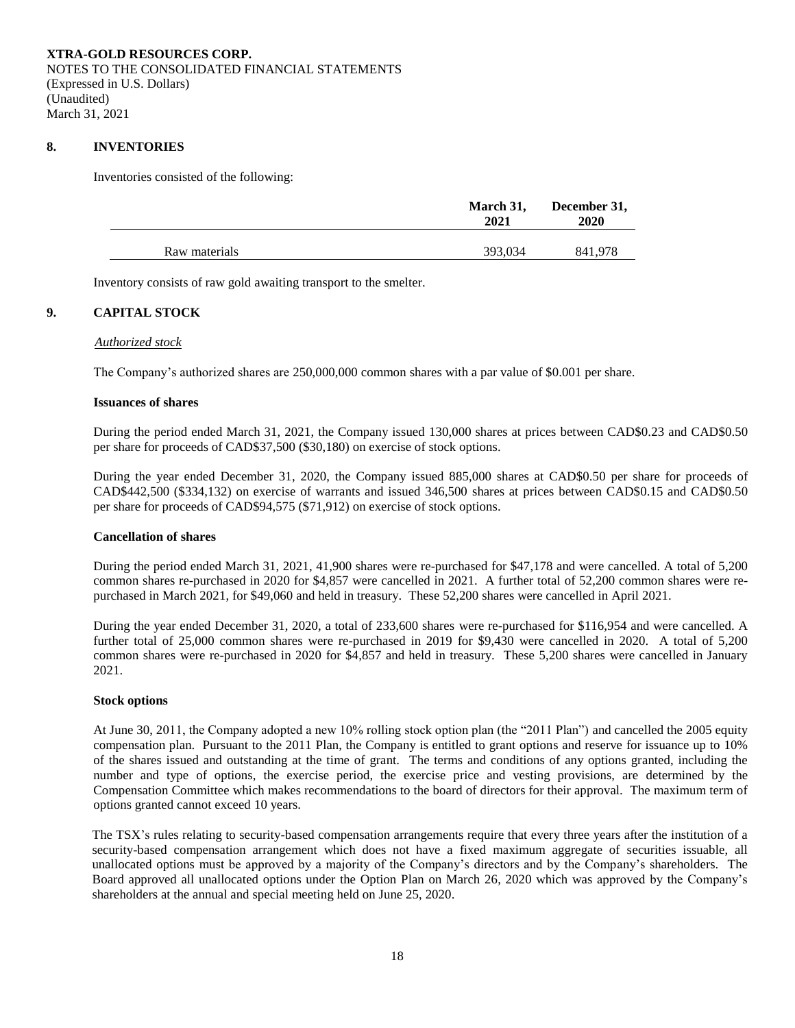**XTRA-GOLD RESOURCES CORP.**
NOTES TO THE CONSOLIDATED FINANCIAL STATEMENTS
(Expressed in U.S. Dollars)
(Unaudited)
March 31, 2021

## 8. INVENTORIES

Inventories consisted of the following:

| | March 31, 2021 | December 31, 2020 |
|---|---|---|
| Raw materials | 393,034 | 841,978 |

Inventory consists of raw gold awaiting transport to the smelter.

## 9. CAPITAL STOCK

*Authorized stock*

The Company's authorized shares are 250,000,000 common shares with a par value of $0.001 per share.

**Issuances of shares**

During the period ended March 31, 2021, the Company issued 130,000 shares at prices between CAD$0.23 and CAD$0.50 per share for proceeds of CAD$37,500 ($30,180) on exercise of stock options.

During the year ended December 31, 2020, the Company issued 885,000 shares at CAD$0.50 per share for proceeds of CAD$442,500 ($334,132) on exercise of warrants and issued 346,500 shares at prices between CAD$0.15 and CAD$0.50 per share for proceeds of CAD$94,575 ($71,912) on exercise of stock options.

**Cancellation of shares**

During the period ended March 31, 2021, 41,900 shares were re-purchased for $47,178 and were cancelled. A total of 5,200 common shares re-purchased in 2020 for $4,857 were cancelled in 2021. A further total of 52,200 common shares were re-purchased in March 2021, for $49,060 and held in treasury. These 52,200 shares were cancelled in April 2021.

During the year ended December 31, 2020, a total of 233,600 shares were re-purchased for $116,954 and were cancelled. A further total of 25,000 common shares were re-purchased in 2019 for $9,430 were cancelled in 2020. A total of 5,200 common shares were re-purchased in 2020 for $4,857 and held in treasury. These 5,200 shares were cancelled in January 2021.

**Stock options**

At June 30, 2011, the Company adopted a new 10% rolling stock option plan (the "2011 Plan") and cancelled the 2005 equity compensation plan. Pursuant to the 2011 Plan, the Company is entitled to grant options and reserve for issuance up to 10% of the shares issued and outstanding at the time of grant. The terms and conditions of any options granted, including the number and type of options, the exercise period, the exercise price and vesting provisions, are determined by the Compensation Committee which makes recommendations to the board of directors for their approval. The maximum term of options granted cannot exceed 10 years.

The TSX's rules relating to security-based compensation arrangements require that every three years after the institution of a security-based compensation arrangement which does not have a fixed maximum aggregate of securities issuable, all unallocated options must be approved by a majority of the Company's directors and by the Company's shareholders. The Board approved all unallocated options under the Option Plan on March 26, 2020 which was approved by the Company's shareholders at the annual and special meeting held on June 25, 2020.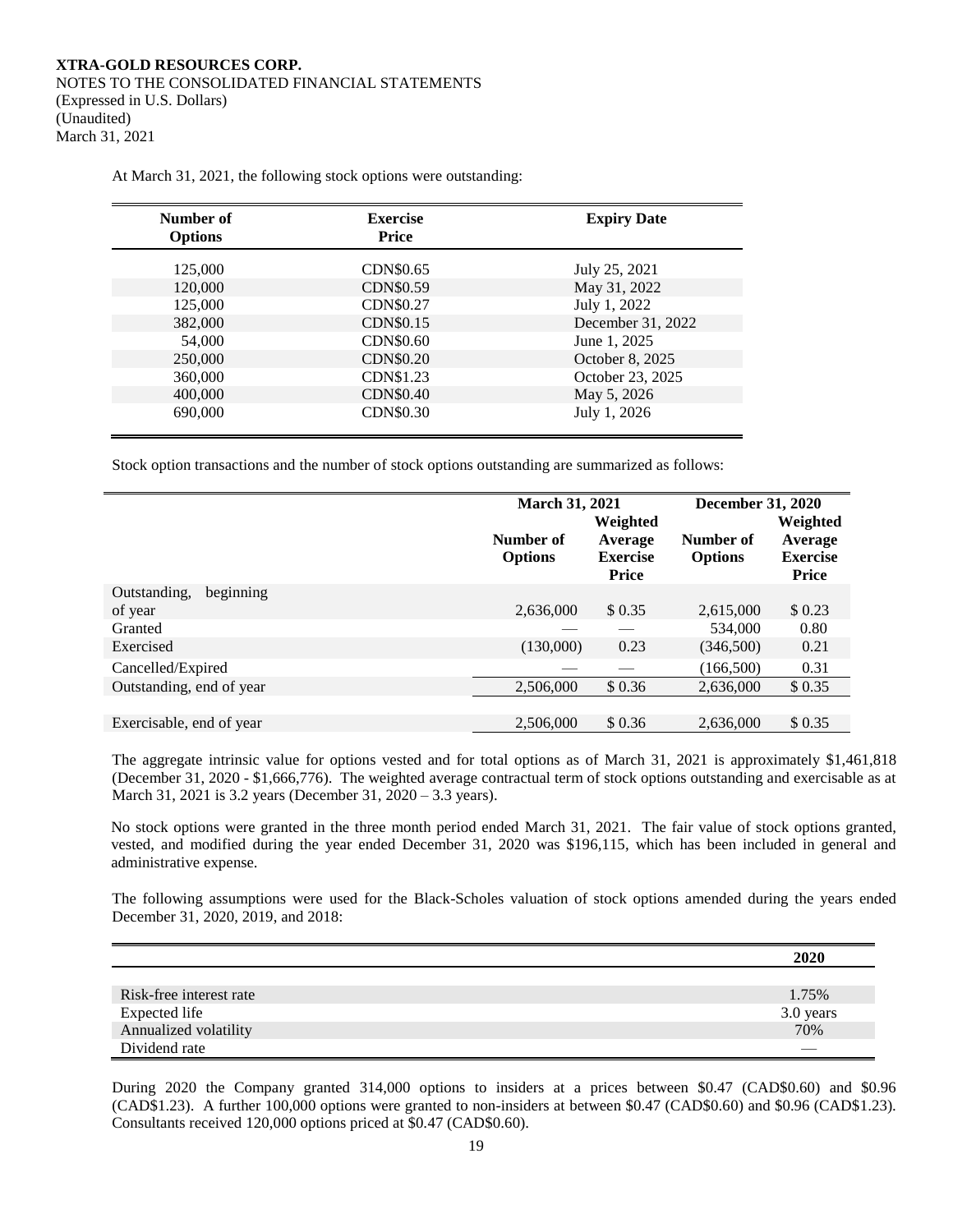At March 31, 2021, the following stock options were outstanding:

| Number of Options | Exercise Price | Expiry Date |
|---|---|---|
| 125,000 | CDN$0.65 | July 25, 2021 |
| 120,000 | CDN$0.59 | May 31, 2022 |
| 125,000 | CDN$0.27 | July 1, 2022 |
| 382,000 | CDN$0.15 | December 31, 2022 |
| 54,000 | CDN$0.60 | June 1, 2025 |
| 250,000 | CDN$0.20 | October 8, 2025 |
| 360,000 | CDN$1.23 | October 23, 2025 |
| 400,000 | CDN$0.40 | May 5, 2026 |
| 690,000 | CDN$0.30 | July 1, 2026 |

Stock option transactions and the number of stock options outstanding are summarized as follows:

| | March 31, 2021 | | December 31, 2020 | |
|---|---|---|---|---|
| | Number of Options | Weighted Average Exercise Price | Number of Options | Weighted Average Exercise Price |
| Outstanding, beginning of year | 2,636,000 | $ 0.35 | 2,615,000 | $ 0.23 |
| Granted | — | — | 534,000 | 0.80 |
| Exercised | (130,000) | 0.23 | (346,500) | 0.21 |
| Cancelled/Expired | — | — | (166,500) | 0.31 |
| Outstanding, end of year | 2,506,000 | $ 0.36 | 2,636,000 | $ 0.35 |
| Exercisable, end of year | 2,506,000 | $ 0.36 | 2,636,000 | $ 0.35 |

The aggregate intrinsic value for options vested and for total options as of March 31, 2021 is approximately $1,461,818 (December 31, 2020 - $1,666,776). The weighted average contractual term of stock options outstanding and exercisable as at March 31, 2021 is 3.2 years (December 31, 2020 – 3.3 years).

No stock options were granted in the three month period ended March 31, 2021. The fair value of stock options granted, vested, and modified during the year ended December 31, 2020 was $196,115, which has been included in general and administrative expense.

The following assumptions were used for the Black-Scholes valuation of stock options amended during the years ended December 31, 2020, 2019, and 2018:

| | 2020 |
|---|---|
| Risk-free interest rate | 1.75% |
| Expected life | 3.0 years |
| Annualized volatility | 70% |
| Dividend rate | — |

During 2020 the Company granted 314,000 options to insiders at a prices between $0.47 (CAD$0.60) and $0.96 (CAD$1.23). A further 100,000 options were granted to non-insiders at between $0.47 (CAD$0.60) and $0.96 (CAD$1.23). Consultants received 120,000 options priced at $0.47 (CAD$0.60).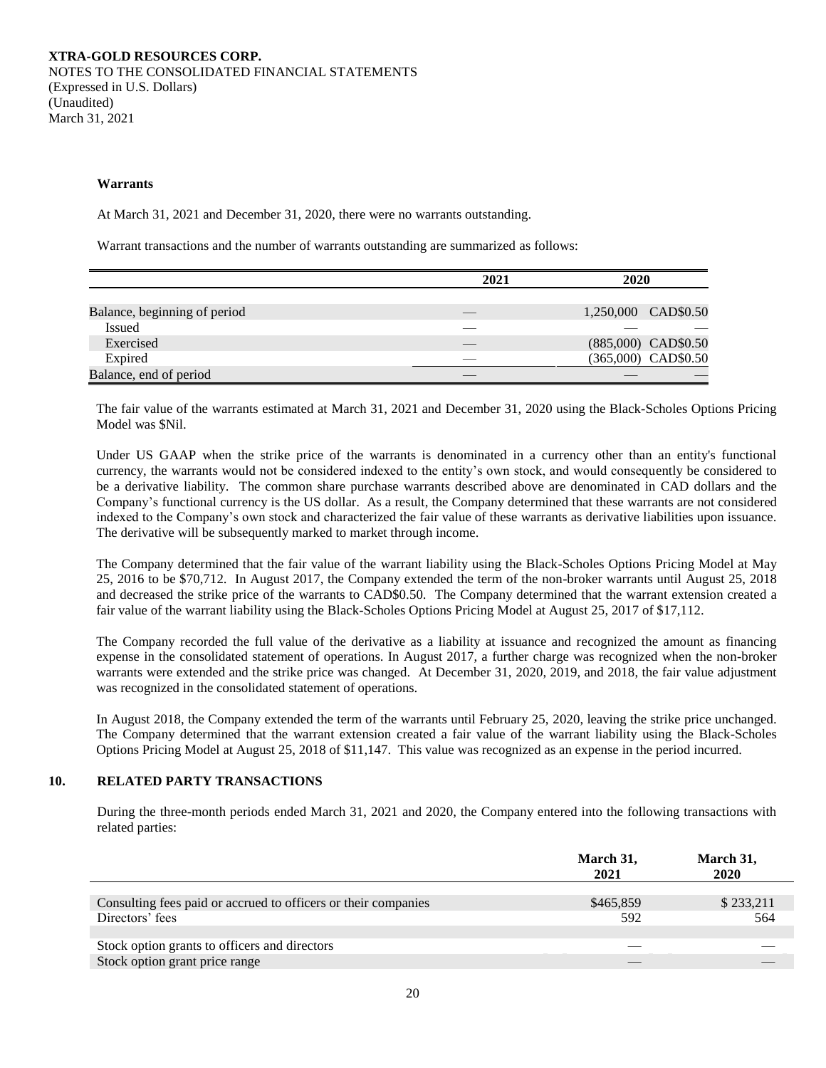**Warrants**

At March 31, 2021 and December 31, 2020, there were no warrants outstanding.

Warrant transactions and the number of warrants outstanding are summarized as follows:

| | 2021 | 2020 | |
|---|---|---|---|
| Balance, beginning of period | — | 1,250,000 | CAD$0.50 |
| Issued | — | — | — |
| Exercised | — | (885,000) | CAD$0.50 |
| Expired | — | (365,000) | CAD$0.50 |
| Balance, end of period | — | — | — |

The fair value of the warrants estimated at March 31, 2021 and December 31, 2020 using the Black-Scholes Options Pricing Model was $Nil.

Under US GAAP when the strike price of the warrants is denominated in a currency other than an entity's functional currency, the warrants would not be considered indexed to the entity's own stock, and would consequently be considered to be a derivative liability. The common share purchase warrants described above are denominated in CAD dollars and the Company's functional currency is the US dollar. As a result, the Company determined that these warrants are not considered indexed to the Company's own stock and characterized the fair value of these warrants as derivative liabilities upon issuance. The derivative will be subsequently marked to market through income.

The Company determined that the fair value of the warrant liability using the Black-Scholes Options Pricing Model at May 25, 2016 to be $70,712. In August 2017, the Company extended the term of the non-broker warrants until August 25, 2018 and decreased the strike price of the warrants to CAD$0.50. The Company determined that the warrant extension created a fair value of the warrant liability using the Black-Scholes Options Pricing Model at August 25, 2017 of $17,112.

The Company recorded the full value of the derivative as a liability at issuance and recognized the amount as financing expense in the consolidated statement of operations. In August 2017, a further charge was recognized when the non-broker warrants were extended and the strike price was changed. At December 31, 2020, 2019, and 2018, the fair value adjustment was recognized in the consolidated statement of operations.

In August 2018, the Company extended the term of the warrants until February 25, 2020, leaving the strike price unchanged. The Company determined that the warrant extension created a fair value of the warrant liability using the Black-Scholes Options Pricing Model at August 25, 2018 of $11,147. This value was recognized as an expense in the period incurred.

## 10. RELATED PARTY TRANSACTIONS

During the three-month periods ended March 31, 2021 and 2020, the Company entered into the following transactions with related parties:

| | March 31, 2021 | March 31, 2020 |
|---|---|---|
| Consulting fees paid or accrued to officers or their companies | $465,859 | $ 233,211 |
| Directors' fees | 592 | 564 |
| | | |
| Stock option grants to officers and directors | — | — |
| Stock option grant price range | — | — |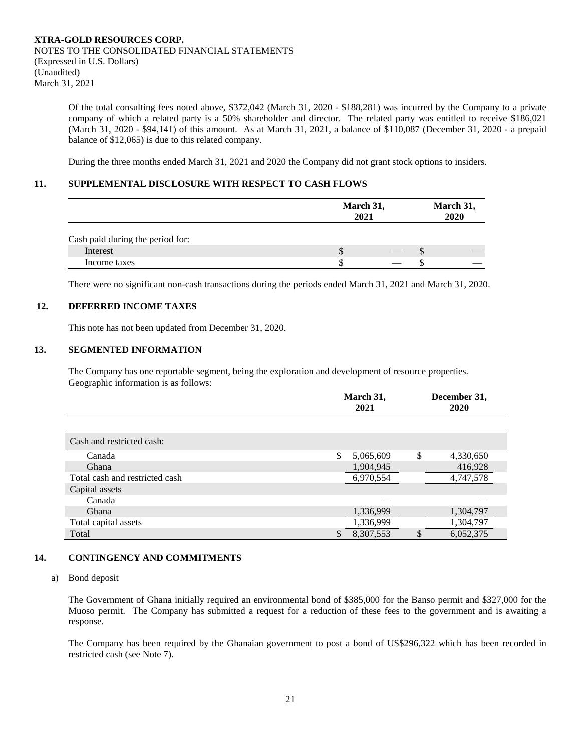Of the total consulting fees noted above, \$372,042 (March 31, 2020 - \$188,281) was incurred by the Company to a private company of which a related party is a 50% shareholder and director. The related party was entitled to receive \$186,021 (March 31, 2020 - \$94,141) of this amount. As at March 31, 2021, a balance of \$110,087 (December 31, 2020 - a prepaid balance of \$12,065) is due to this related company.

During the three months ended March 31, 2021 and 2020 the Company did not grant stock options to insiders.

## 11. SUPPLEMENTAL DISCLOSURE WITH RESPECT TO CASH FLOWS

| | March 31, 2021 | March 31, 2020 |
|---|---|---|
| Cash paid during the period for: | | |
| Interest | \$ — | \$ — |
| Income taxes | \$ — | \$ — |

There were no significant non-cash transactions during the periods ended March 31, 2021 and March 31, 2020.

## 12. DEFERRED INCOME TAXES

This note has not been updated from December 31, 2020.

## 13. SEGMENTED INFORMATION

The Company has one reportable segment, being the exploration and development of resource properties. Geographic information is as follows:

| | March 31, 2021 | December 31, 2020 |
|---|---|---|
| Cash and restricted cash: | | |
| Canada | \$ 5,065,609 | \$ 4,330,650 |
| Ghana | 1,904,945 | 416,928 |
| Total cash and restricted cash | 6,970,554 | 4,747,578 |
| Capital assets | | |
| Canada | — | — |
| Ghana | 1,336,999 | 1,304,797 |
| Total capital assets | 1,336,999 | 1,304,797 |
| Total | \$ 8,307,553 | \$ 6,052,375 |

## 14. CONTINGENCY AND COMMITMENTS

a) Bond deposit

The Government of Ghana initially required an environmental bond of \$385,000 for the Banso permit and \$327,000 for the Muoso permit. The Company has submitted a request for a reduction of these fees to the government and is awaiting a response.

The Company has been required by the Ghanaian government to post a bond of US\$296,322 which has been recorded in restricted cash (see Note 7).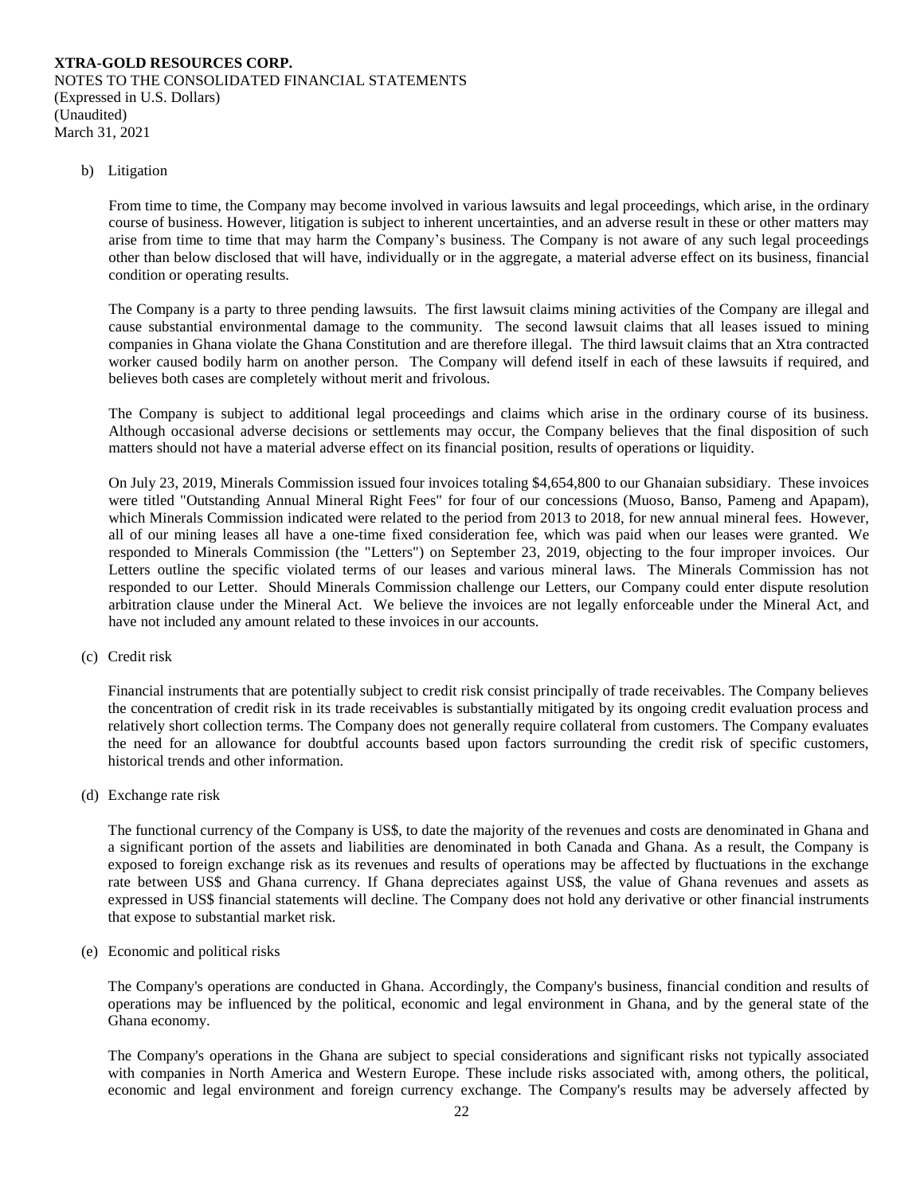b) Litigation

From time to time, the Company may become involved in various lawsuits and legal proceedings, which arise, in the ordinary course of business. However, litigation is subject to inherent uncertainties, and an adverse result in these or other matters may arise from time to time that may harm the Company's business. The Company is not aware of any such legal proceedings other than below disclosed that will have, individually or in the aggregate, a material adverse effect on its business, financial condition or operating results.

The Company is a party to three pending lawsuits. The first lawsuit claims mining activities of the Company are illegal and cause substantial environmental damage to the community. The second lawsuit claims that all leases issued to mining companies in Ghana violate the Ghana Constitution and are therefore illegal. The third lawsuit claims that an Xtra contracted worker caused bodily harm on another person. The Company will defend itself in each of these lawsuits if required, and believes both cases are completely without merit and frivolous.

The Company is subject to additional legal proceedings and claims which arise in the ordinary course of its business. Although occasional adverse decisions or settlements may occur, the Company believes that the final disposition of such matters should not have a material adverse effect on its financial position, results of operations or liquidity.

On July 23, 2019, Minerals Commission issued four invoices totaling $4,654,800 to our Ghanaian subsidiary. These invoices were titled "Outstanding Annual Mineral Right Fees" for four of our concessions (Muoso, Banso, Pameng and Apapam), which Minerals Commission indicated were related to the period from 2013 to 2018, for new annual mineral fees. However, all of our mining leases all have a one-time fixed consideration fee, which was paid when our leases were granted. We responded to Minerals Commission (the "Letters") on September 23, 2019, objecting to the four improper invoices. Our Letters outline the specific violated terms of our leases and various mineral laws. The Minerals Commission has not responded to our Letter. Should Minerals Commission challenge our Letters, our Company could enter dispute resolution arbitration clause under the Mineral Act. We believe the invoices are not legally enforceable under the Mineral Act, and have not included any amount related to these invoices in our accounts.

(c) Credit risk

Financial instruments that are potentially subject to credit risk consist principally of trade receivables. The Company believes the concentration of credit risk in its trade receivables is substantially mitigated by its ongoing credit evaluation process and relatively short collection terms. The Company does not generally require collateral from customers. The Company evaluates the need for an allowance for doubtful accounts based upon factors surrounding the credit risk of specific customers, historical trends and other information.

(d) Exchange rate risk

The functional currency of the Company is US$, to date the majority of the revenues and costs are denominated in Ghana and a significant portion of the assets and liabilities are denominated in both Canada and Ghana. As a result, the Company is exposed to foreign exchange risk as its revenues and results of operations may be affected by fluctuations in the exchange rate between US$ and Ghana currency. If Ghana depreciates against US$, the value of Ghana revenues and assets as expressed in US$ financial statements will decline. The Company does not hold any derivative or other financial instruments that expose to substantial market risk.

(e) Economic and political risks

The Company's operations are conducted in Ghana. Accordingly, the Company's business, financial condition and results of operations may be influenced by the political, economic and legal environment in Ghana, and by the general state of the Ghana economy.

The Company's operations in the Ghana are subject to special considerations and significant risks not typically associated with companies in North America and Western Europe. These include risks associated with, among others, the political, economic and legal environment and foreign currency exchange. The Company's results may be adversely affected by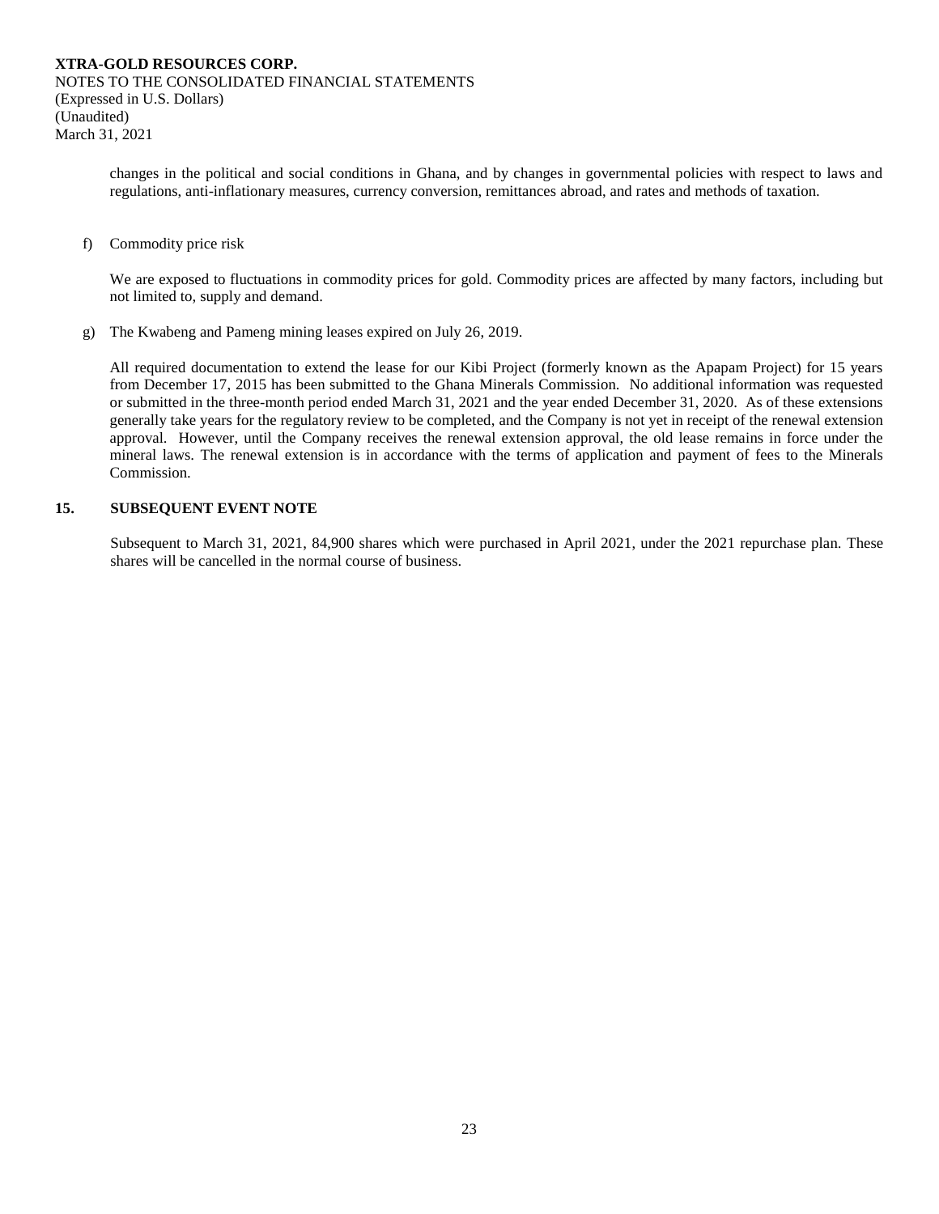changes in the political and social conditions in Ghana, and by changes in governmental policies with respect to laws and regulations, anti-inflationary measures, currency conversion, remittances abroad, and rates and methods of taxation.

f) Commodity price risk

We are exposed to fluctuations in commodity prices for gold. Commodity prices are affected by many factors, including but not limited to, supply and demand.

g) The Kwabeng and Pameng mining leases expired on July 26, 2019.

All required documentation to extend the lease for our Kibi Project (formerly known as the Apapam Project) for 15 years from December 17, 2015 has been submitted to the Ghana Minerals Commission. No additional information was requested or submitted in the three-month period ended March 31, 2021 and the year ended December 31, 2020. As of these extensions generally take years for the regulatory review to be completed, and the Company is not yet in receipt of the renewal extension approval. However, until the Company receives the renewal extension approval, the old lease remains in force under the mineral laws. The renewal extension is in accordance with the terms of application and payment of fees to the Minerals Commission.

## 15. SUBSEQUENT EVENT NOTE

Subsequent to March 31, 2021, 84,900 shares which were purchased in April 2021, under the 2021 repurchase plan. These shares will be cancelled in the normal course of business.